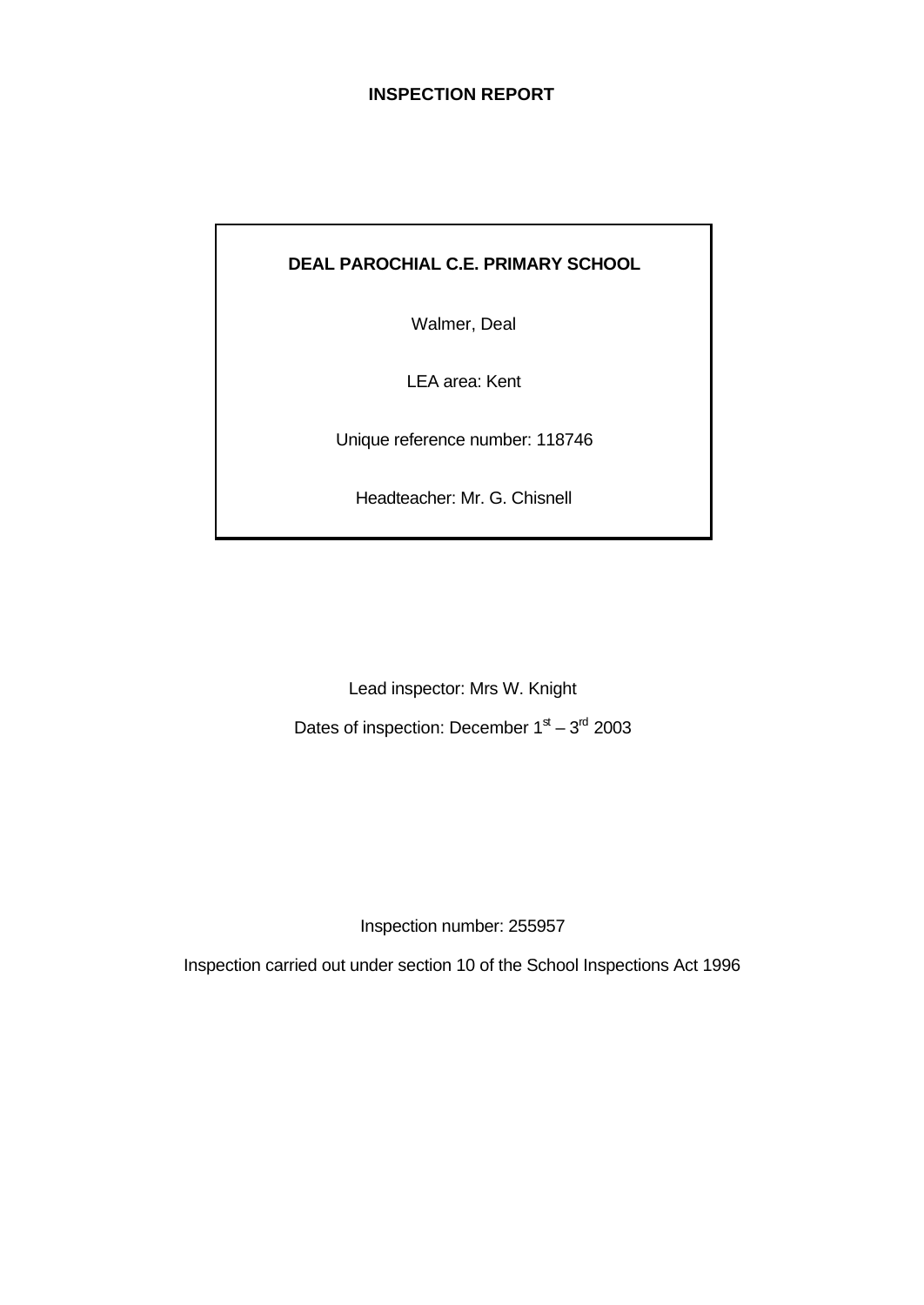# INSPECTION REPORT

**DEAL PAROCHIAL C.E. PRIMARY SCHOOL**

Walmer, Deal

LEA area: Kent

Unique reference number: 118746

Headteacher: Mr. G. Chisnell

Lead inspector: Mrs W. Knight

Dates of inspection: December 1st – 3rd 2003

Inspection number: 255957

Inspection carried out under section 10 of the School Inspections Act 1996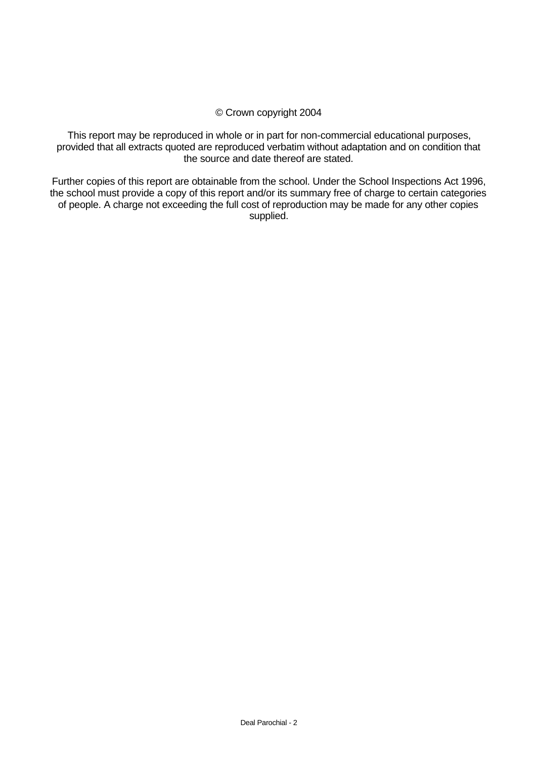© Crown copyright 2004

This report may be reproduced in whole or in part for non-commercial educational purposes, provided that all extracts quoted are reproduced verbatim without adaptation and on condition that the source and date thereof are stated.

Further copies of this report are obtainable from the school. Under the School Inspections Act 1996, the school must provide a copy of this report and/or its summary free of charge to certain categories of people. A charge not exceeding the full cost of reproduction may be made for any other copies supplied.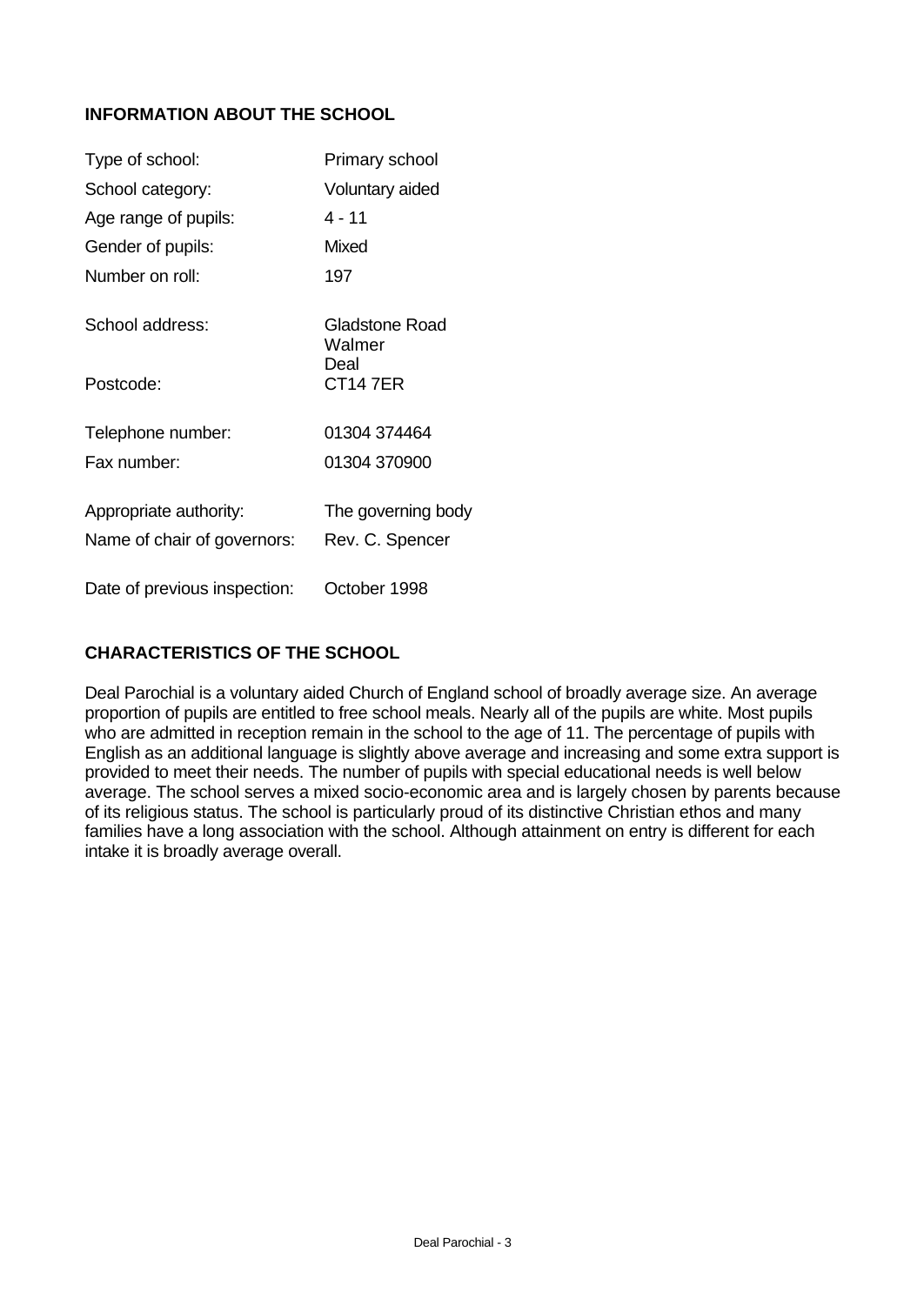## INFORMATION ABOUT THE SCHOOL

| | |
|---|---|
| Type of school: | Primary school |
| School category: | Voluntary aided |
| Age range of pupils: | 4 - 11 |
| Gender of pupils: | Mixed |
| Number on roll: | 197 |
| School address: | Gladstone Road<br>Walmer<br>Deal |
| Postcode: | CT14 7ER |
| Telephone number: | 01304 374464 |
| Fax number: | 01304 370900 |
| Appropriate authority: | The governing body |
| Name of chair of governors: | Rev. C. Spencer |
| Date of previous inspection: | October 1998 |

## CHARACTERISTICS OF THE SCHOOL

Deal Parochial is a voluntary aided Church of England school of broadly average size. An average proportion of pupils are entitled to free school meals. Nearly all of the pupils are white. Most pupils who are admitted in reception remain in the school to the age of 11. The percentage of pupils with English as an additional language is slightly above average and increasing and some extra support is provided to meet their needs. The number of pupils with special educational needs is well below average. The school serves a mixed socio-economic area and is largely chosen by parents because of its religious status. The school is particularly proud of its distinctive Christian ethos and many families have a long association with the school. Although attainment on entry is different for each intake it is broadly average overall.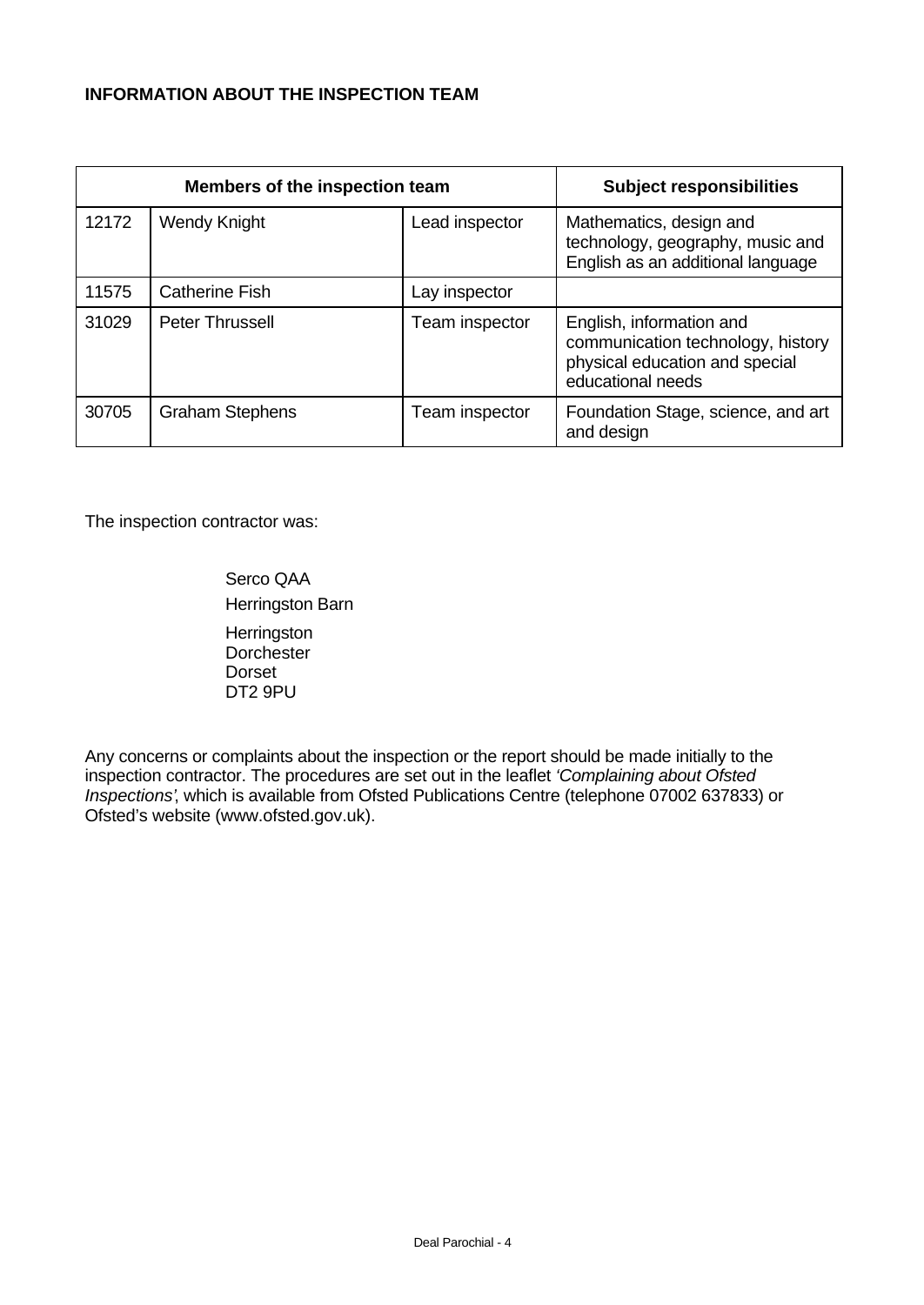**INFORMATION ABOUT THE INSPECTION TEAM**

| Members of the inspection team | | | Subject responsibilities |
|---|---|---|---|
| 12172 | Wendy Knight | Lead inspector | Mathematics, design and technology, geography, music and English as an additional language |
| 11575 | Catherine Fish | Lay inspector | |
| 31029 | Peter Thrussell | Team inspector | English, information and communication technology, history physical education and special educational needs |
| 30705 | Graham Stephens | Team inspector | Foundation Stage, science, and art and design |

The inspection contractor was:

Serco QAA
Herringston Barn
Herringston
Dorchester
Dorset
DT2 9PU

Any concerns or complaints about the inspection or the report should be made initially to the inspection contractor. The procedures are set out in the leaflet *'Complaining about Ofsted Inspections'*, which is available from Ofsted Publications Centre (telephone 07002 637833) or Ofsted's website (www.ofsted.gov.uk).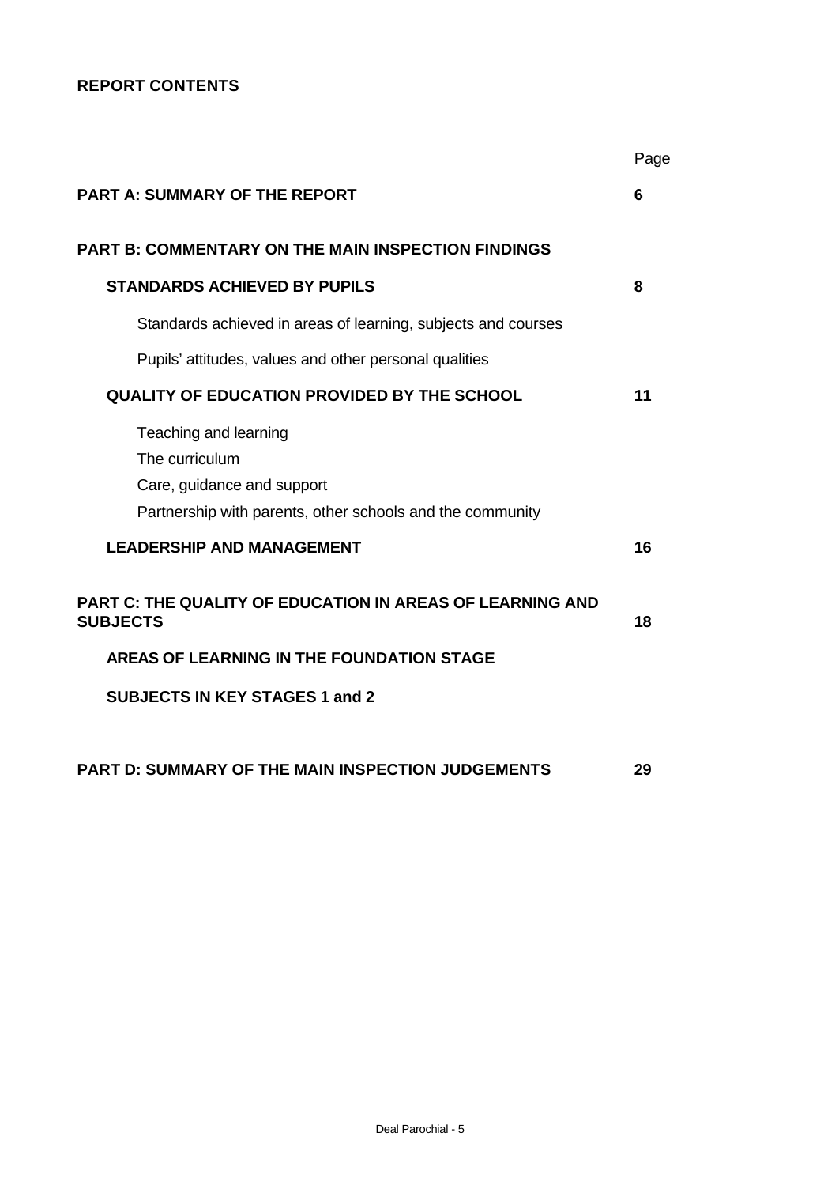**REPORT CONTENTS**

| | Page |
|---|---|
| **PART A: SUMMARY OF THE REPORT** | **6** |
| **PART B: COMMENTARY ON THE MAIN INSPECTION FINDINGS** | |
| **STANDARDS ACHIEVED BY PUPILS** | **8** |
| Standards achieved in areas of learning, subjects and courses | |
| Pupils' attitudes, values and other personal qualities | |
| **QUALITY OF EDUCATION PROVIDED BY THE SCHOOL** | **11** |
| Teaching and learning | |
| The curriculum | |
| Care, guidance and support | |
| Partnership with parents, other schools and the community | |
| **LEADERSHIP AND MANAGEMENT** | **16** |
| **PART C: THE QUALITY OF EDUCATION IN AREAS OF LEARNING AND SUBJECTS** | **18** |
| **AREAS OF LEARNING IN THE FOUNDATION STAGE** | |
| **SUBJECTS IN KEY STAGES 1 and 2** | |
| **PART D: SUMMARY OF THE MAIN INSPECTION JUDGEMENTS** | **29** |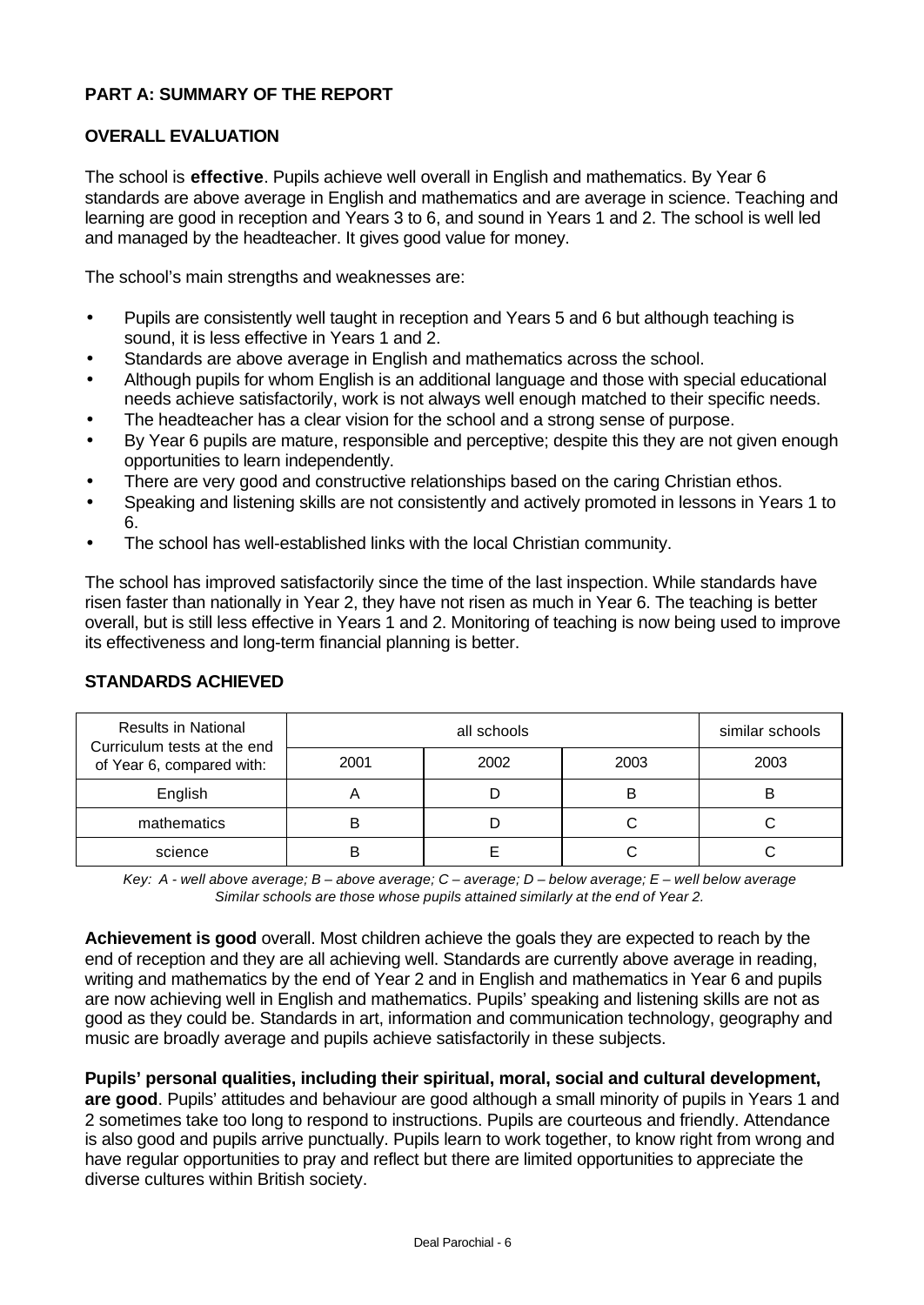## PART A: SUMMARY OF THE REPORT

### OVERALL EVALUATION

The school is **effective**. Pupils achieve well overall in English and mathematics. By Year 6 standards are above average in English and mathematics and are average in science. Teaching and learning are good in reception and Years 3 to 6, and sound in Years 1 and 2. The school is well led and managed by the headteacher. It gives good value for money.

The school's main strengths and weaknesses are:

- Pupils are consistently well taught in reception and Years 5 and 6 but although teaching is sound, it is less effective in Years 1 and 2.
- Standards are above average in English and mathematics across the school.
- Although pupils for whom English is an additional language and those with special educational needs achieve satisfactorily, work is not always well enough matched to their specific needs.
- The headteacher has a clear vision for the school and a strong sense of purpose.
- By Year 6 pupils are mature, responsible and perceptive; despite this they are not given enough opportunities to learn independently.
- There are very good and constructive relationships based on the caring Christian ethos.
- Speaking and listening skills are not consistently and actively promoted in lessons in Years 1 to 6.
- The school has well-established links with the local Christian community.

The school has improved satisfactorily since the time of the last inspection. While standards have risen faster than nationally in Year 2, they have not risen as much in Year 6. The teaching is better overall, but is still less effective in Years 1 and 2. Monitoring of teaching is now being used to improve its effectiveness and long-term financial planning is better.

### STANDARDS ACHIEVED

| Results in National Curriculum tests at the end of Year 6, compared with: | all schools | | | similar schools |
|---|---|---|---|---|
| | 2001 | 2002 | 2003 | 2003 |
| English | A | D | B | B |
| mathematics | B | D | C | C |
| science | B | E | C | C |

*Key: A - well above average; B – above average; C – average; D – below average; E – well below average*
*Similar schools are those whose pupils attained similarly at the end of Year 2.*

**Achievement is good** overall. Most children achieve the goals they are expected to reach by the end of reception and they are all achieving well. Standards are currently above average in reading, writing and mathematics by the end of Year 2 and in English and mathematics in Year 6 and pupils are now achieving well in English and mathematics. Pupils' speaking and listening skills are not as good as they could be. Standards in art, information and communication technology, geography and music are broadly average and pupils achieve satisfactorily in these subjects.

**Pupils' personal qualities, including their spiritual, moral, social and cultural development, are good**. Pupils' attitudes and behaviour are good although a small minority of pupils in Years 1 and 2 sometimes take too long to respond to instructions. Pupils are courteous and friendly. Attendance is also good and pupils arrive punctually. Pupils learn to work together, to know right from wrong and have regular opportunities to pray and reflect but there are limited opportunities to appreciate the diverse cultures within British society.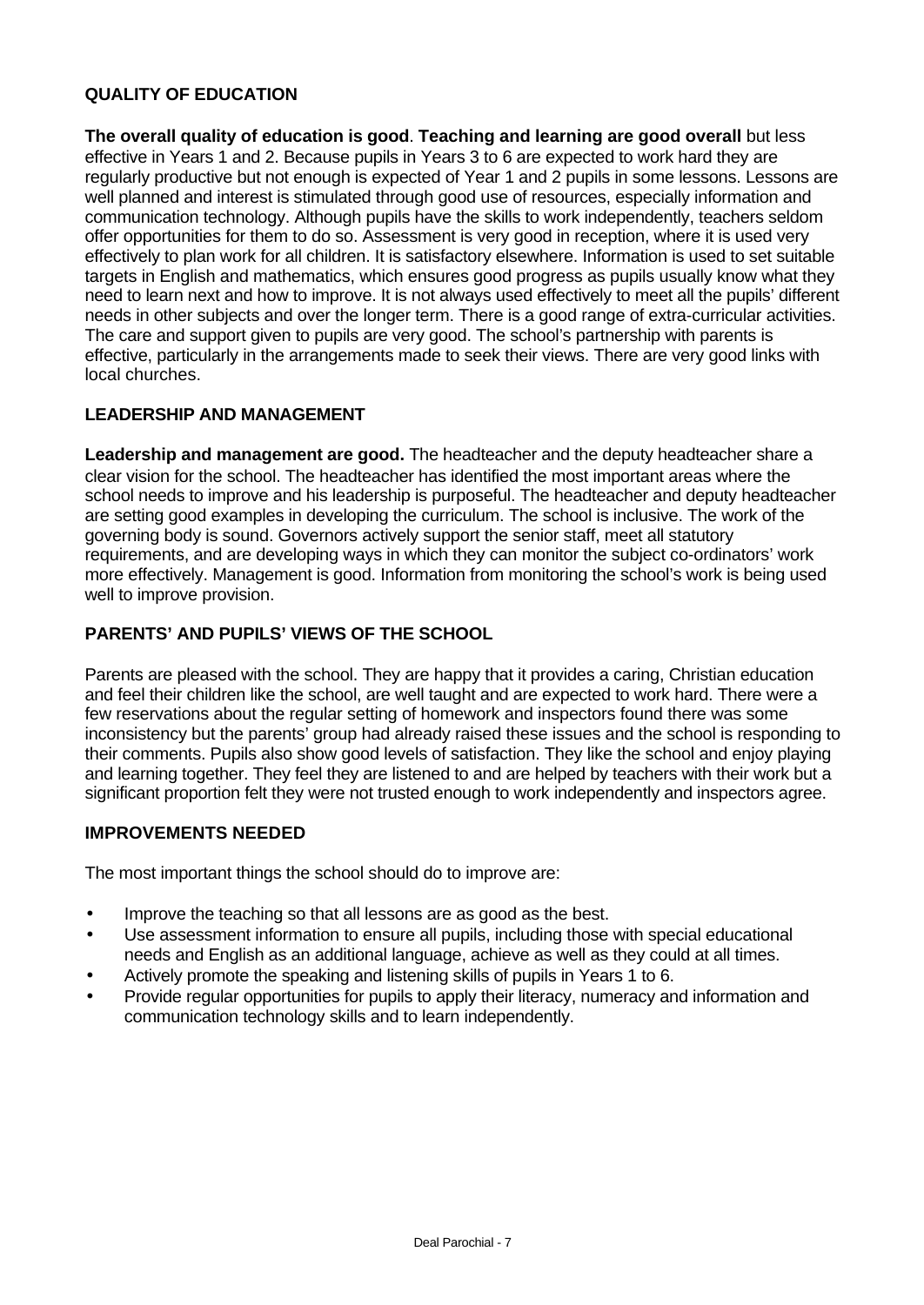## QUALITY OF EDUCATION

**The overall quality of education is good**. **Teaching and learning are good overall** but less effective in Years 1 and 2. Because pupils in Years 3 to 6 are expected to work hard they are regularly productive but not enough is expected of Year 1 and 2 pupils in some lessons. Lessons are well planned and interest is stimulated through good use of resources, especially information and communication technology. Although pupils have the skills to work independently, teachers seldom offer opportunities for them to do so. Assessment is very good in reception, where it is used very effectively to plan work for all children. It is satisfactory elsewhere. Information is used to set suitable targets in English and mathematics, which ensures good progress as pupils usually know what they need to learn next and how to improve. It is not always used effectively to meet all the pupils' different needs in other subjects and over the longer term. There is a good range of extra-curricular activities. The care and support given to pupils are very good. The school's partnership with parents is effective, particularly in the arrangements made to seek their views. There are very good links with local churches.

## LEADERSHIP AND MANAGEMENT

**Leadership and management are good.** The headteacher and the deputy headteacher share a clear vision for the school. The headteacher has identified the most important areas where the school needs to improve and his leadership is purposeful. The headteacher and deputy headteacher are setting good examples in developing the curriculum. The school is inclusive. The work of the governing body is sound. Governors actively support the senior staff, meet all statutory requirements, and are developing ways in which they can monitor the subject co-ordinators' work more effectively. Management is good. Information from monitoring the school's work is being used well to improve provision.

## PARENTS' AND PUPILS' VIEWS OF THE SCHOOL

Parents are pleased with the school. They are happy that it provides a caring, Christian education and feel their children like the school, are well taught and are expected to work hard. There were a few reservations about the regular setting of homework and inspectors found there was some inconsistency but the parents' group had already raised these issues and the school is responding to their comments. Pupils also show good levels of satisfaction. They like the school and enjoy playing and learning together. They feel they are listened to and are helped by teachers with their work but a significant proportion felt they were not trusted enough to work independently and inspectors agree.

## IMPROVEMENTS NEEDED

The most important things the school should do to improve are:

- Improve the teaching so that all lessons are as good as the best.
- Use assessment information to ensure all pupils, including those with special educational needs and English as an additional language, achieve as well as they could at all times.
- Actively promote the speaking and listening skills of pupils in Years 1 to 6.
- Provide regular opportunities for pupils to apply their literacy, numeracy and information and communication technology skills and to learn independently.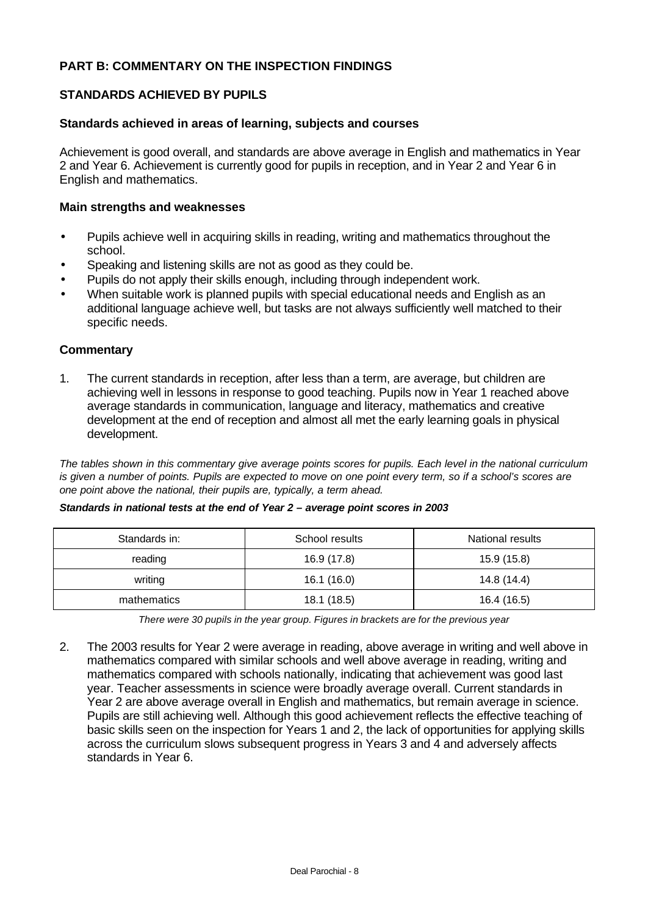## PART B: COMMENTARY ON THE INSPECTION FINDINGS

### STANDARDS ACHIEVED BY PUPILS

#### Standards achieved in areas of learning, subjects and courses

Achievement is good overall, and standards are above average in English and mathematics in Year 2 and Year 6. Achievement is currently good for pupils in reception, and in Year 2 and Year 6 in English and mathematics.

#### Main strengths and weaknesses

- Pupils achieve well in acquiring skills in reading, writing and mathematics throughout the school.
- Speaking and listening skills are not as good as they could be.
- Pupils do not apply their skills enough, including through independent work.
- When suitable work is planned pupils with special educational needs and English as an additional language achieve well, but tasks are not always sufficiently well matched to their specific needs.

#### Commentary

1. The current standards in reception, after less than a term, are average, but children are achieving well in lessons in response to good teaching. Pupils now in Year 1 reached above average standards in communication, language and literacy, mathematics and creative development at the end of reception and almost all met the early learning goals in physical development.

*The tables shown in this commentary give average points scores for pupils. Each level in the national curriculum is given a number of points. Pupils are expected to move on one point every term, so if a school's scores are one point above the national, their pupils are, typically, a term ahead.*

***Standards in national tests at the end of Year 2 – average point scores in 2003***

| Standards in: | School results | National results |
|---|---|---|
| reading | 16.9 (17.8) | 15.9 (15.8) |
| writing | 16.1 (16.0) | 14.8 (14.4) |
| mathematics | 18.1 (18.5) | 16.4 (16.5) |

*There were 30 pupils in the year group. Figures in brackets are for the previous year*

2. The 2003 results for Year 2 were average in reading, above average in writing and well above in mathematics compared with similar schools and well above average in reading, writing and mathematics compared with schools nationally, indicating that achievement was good last year. Teacher assessments in science were broadly average overall. Current standards in Year 2 are above average overall in English and mathematics, but remain average in science. Pupils are still achieving well. Although this good achievement reflects the effective teaching of basic skills seen on the inspection for Years 1 and 2, the lack of opportunities for applying skills across the curriculum slows subsequent progress in Years 3 and 4 and adversely affects standards in Year 6.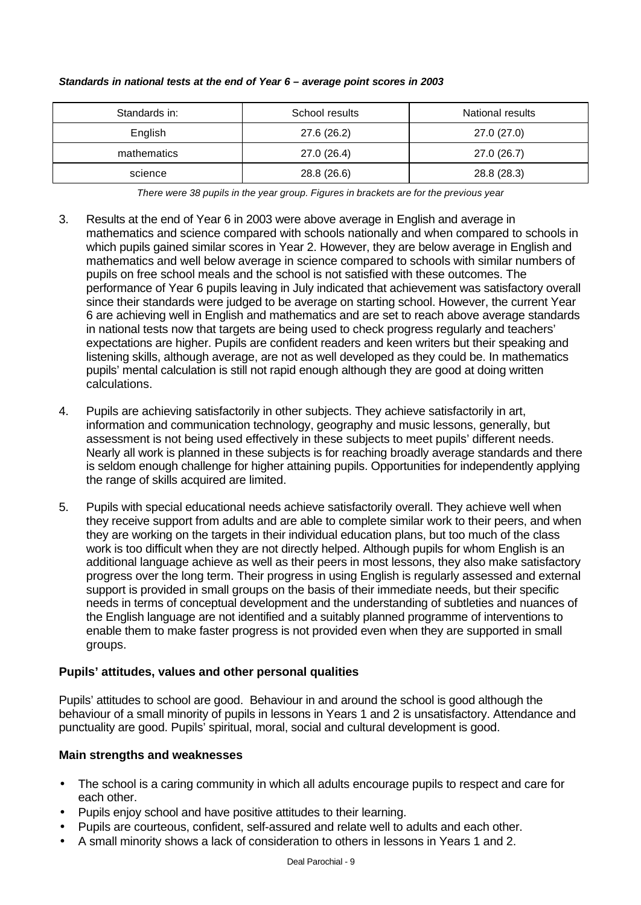***Standards in national tests at the end of Year 6 – average point scores in 2003***

| Standards in: | School results | National results |
| --- | --- | --- |
| English | 27.6 (26.2) | 27.0 (27.0) |
| mathematics | 27.0 (26.4) | 27.0 (26.7) |
| science | 28.8 (26.6) | 28.8 (28.3) |

*There were 38 pupils in the year group. Figures in brackets are for the previous year*

3. Results at the end of Year 6 in 2003 were above average in English and average in mathematics and science compared with schools nationally and when compared to schools in which pupils gained similar scores in Year 2. However, they are below average in English and mathematics and well below average in science compared to schools with similar numbers of pupils on free school meals and the school is not satisfied with these outcomes. The performance of Year 6 pupils leaving in July indicated that achievement was satisfactory overall since their standards were judged to be average on starting school. However, the current Year 6 are achieving well in English and mathematics and are set to reach above average standards in national tests now that targets are being used to check progress regularly and teachers' expectations are higher. Pupils are confident readers and keen writers but their speaking and listening skills, although average, are not as well developed as they could be. In mathematics pupils' mental calculation is still not rapid enough although they are good at doing written calculations.

4. Pupils are achieving satisfactorily in other subjects. They achieve satisfactorily in art, information and communication technology, geography and music lessons, generally, but assessment is not being used effectively in these subjects to meet pupils' different needs. Nearly all work is planned in these subjects is for reaching broadly average standards and there is seldom enough challenge for higher attaining pupils. Opportunities for independently applying the range of skills acquired are limited.

5. Pupils with special educational needs achieve satisfactorily overall. They achieve well when they receive support from adults and are able to complete similar work to their peers, and when they are working on the targets in their individual education plans, but too much of the class work is too difficult when they are not directly helped. Although pupils for whom English is an additional language achieve as well as their peers in most lessons, they also make satisfactory progress over the long term. Their progress in using English is regularly assessed and external support is provided in small groups on the basis of their immediate needs, but their specific needs in terms of conceptual development and the understanding of subtleties and nuances of the English language are not identified and a suitably planned programme of interventions to enable them to make faster progress is not provided even when they are supported in small groups.

## Pupils' attitudes, values and other personal qualities

Pupils' attitudes to school are good. Behaviour in and around the school is good although the behaviour of a small minority of pupils in lessons in Years 1 and 2 is unsatisfactory. Attendance and punctuality are good. Pupils' spiritual, moral, social and cultural development is good.

### Main strengths and weaknesses

- The school is a caring community in which all adults encourage pupils to respect and care for each other.
- Pupils enjoy school and have positive attitudes to their learning.
- Pupils are courteous, confident, self-assured and relate well to adults and each other.
- A small minority shows a lack of consideration to others in lessons in Years 1 and 2.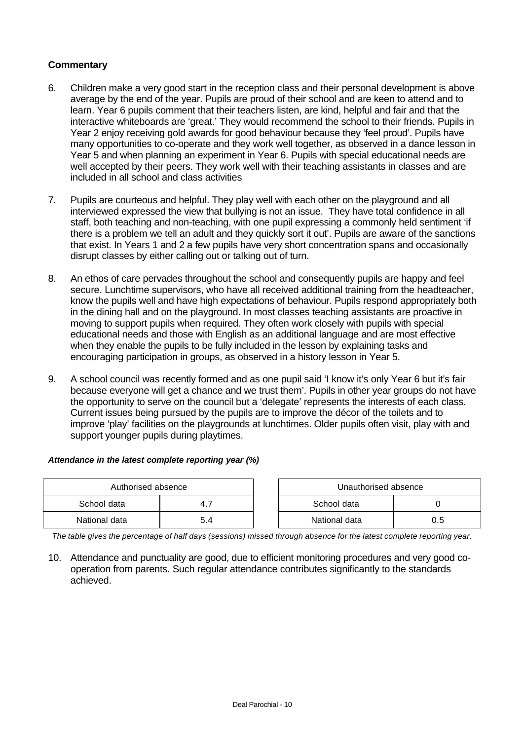**Commentary**

6. Children make a very good start in the reception class and their personal development is above average by the end of the year. Pupils are proud of their school and are keen to attend and to learn. Year 6 pupils comment that their teachers listen, are kind, helpful and fair and that the interactive whiteboards are 'great.' They would recommend the school to their friends. Pupils in Year 2 enjoy receiving gold awards for good behaviour because they 'feel proud'. Pupils have many opportunities to co-operate and they work well together, as observed in a dance lesson in Year 5 and when planning an experiment in Year 6. Pupils with special educational needs are well accepted by their peers. They work well with their teaching assistants in classes and are included in all school and class activities

7. Pupils are courteous and helpful. They play well with each other on the playground and all interviewed expressed the view that bullying is not an issue. They have total confidence in all staff, both teaching and non-teaching, with one pupil expressing a commonly held sentiment 'if there is a problem we tell an adult and they quickly sort it out'. Pupils are aware of the sanctions that exist. In Years 1 and 2 a few pupils have very short concentration spans and occasionally disrupt classes by either calling out or talking out of turn.

8. An ethos of care pervades throughout the school and consequently pupils are happy and feel secure. Lunchtime supervisors, who have all received additional training from the headteacher, know the pupils well and have high expectations of behaviour. Pupils respond appropriately both in the dining hall and on the playground. In most classes teaching assistants are proactive in moving to support pupils when required. They often work closely with pupils with special educational needs and those with English as an additional language and are most effective when they enable the pupils to be fully included in the lesson by explaining tasks and encouraging participation in groups, as observed in a history lesson in Year 5.

9. A school council was recently formed and as one pupil said 'I know it's only Year 6 but it's fair because everyone will get a chance and we trust them'. Pupils in other year groups do not have the opportunity to serve on the council but a 'delegate' represents the interests of each class. Current issues being pursued by the pupils are to improve the décor of the toilets and to improve 'play' facilities on the playgrounds at lunchtimes. Older pupils often visit, play with and support younger pupils during playtimes.

***Attendance in the latest complete reporting year (%)***

| Authorised absence | |
|---|---|
| School data | 4.7 |
| National data | 5.4 |

| Unauthorised absence | |
|---|---|
| School data | 0 |
| National data | 0.5 |

*The table gives the percentage of half days (sessions) missed through absence for the latest complete reporting year.*

10. Attendance and punctuality are good, due to efficient monitoring procedures and very good co-operation from parents. Such regular attendance contributes significantly to the standards achieved.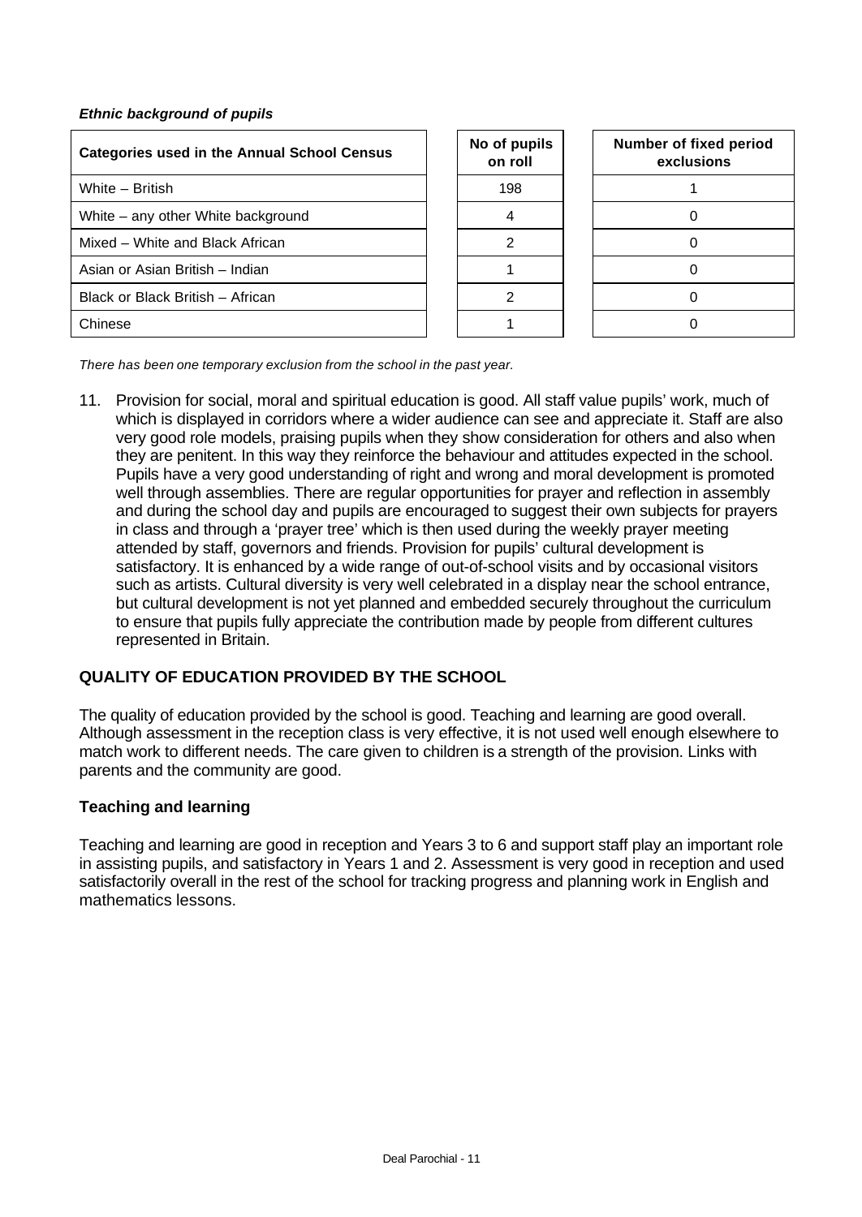***Ethnic background of pupils***

| Categories used in the Annual School Census | No of pupils on roll | Number of fixed period exclusions |
|---|---|---|
| White – British | 198 | 1 |
| White – any other White background | 4 | 0 |
| Mixed – White and Black African | 2 | 0 |
| Asian or Asian British – Indian | 1 | 0 |
| Black or Black British – African | 2 | 0 |
| Chinese | 1 | 0 |

*There has been one temporary exclusion from the school in the past year.*

11. Provision for social, moral and spiritual education is good. All staff value pupils' work, much of which is displayed in corridors where a wider audience can see and appreciate it. Staff are also very good role models, praising pupils when they show consideration for others and also when they are penitent. In this way they reinforce the behaviour and attitudes expected in the school. Pupils have a very good understanding of right and wrong and moral development is promoted well through assemblies. There are regular opportunities for prayer and reflection in assembly and during the school day and pupils are encouraged to suggest their own subjects for prayers in class and through a 'prayer tree' which is then used during the weekly prayer meeting attended by staff, governors and friends. Provision for pupils' cultural development is satisfactory. It is enhanced by a wide range of out-of-school visits and by occasional visitors such as artists. Cultural diversity is very well celebrated in a display near the school entrance, but cultural development is not yet planned and embedded securely throughout the curriculum to ensure that pupils fully appreciate the contribution made by people from different cultures represented in Britain.

## QUALITY OF EDUCATION PROVIDED BY THE SCHOOL

The quality of education provided by the school is good. Teaching and learning are good overall. Although assessment in the reception class is very effective, it is not used well enough elsewhere to match work to different needs. The care given to children is a strength of the provision. Links with parents and the community are good.

### Teaching and learning

Teaching and learning are good in reception and Years 3 to 6 and support staff play an important role in assisting pupils, and satisfactory in Years 1 and 2. Assessment is very good in reception and used satisfactorily overall in the rest of the school for tracking progress and planning work in English and mathematics lessons.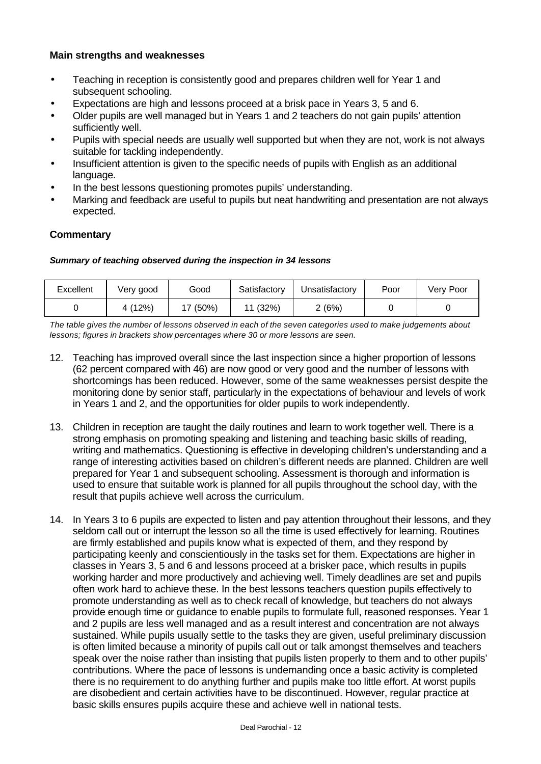### Main strengths and weaknesses

- Teaching in reception is consistently good and prepares children well for Year 1 and subsequent schooling.
- Expectations are high and lessons proceed at a brisk pace in Years 3, 5 and 6.
- Older pupils are well managed but in Years 1 and 2 teachers do not gain pupils' attention sufficiently well.
- Pupils with special needs are usually well supported but when they are not, work is not always suitable for tackling independently.
- Insufficient attention is given to the specific needs of pupils with English as an additional language.
- In the best lessons questioning promotes pupils' understanding.
- Marking and feedback are useful to pupils but neat handwriting and presentation are not always expected.

### Commentary

***Summary of teaching observed during the inspection in 34 lessons***

| Excellent | Very good | Good | Satisfactory | Unsatisfactory | Poor | Very Poor |
|---|---|---|---|---|---|---|
| 0 | 4 (12%) | 17 (50%) | 11 (32%) | 2 (6%) | 0 | 0 |

*The table gives the number of lessons observed in each of the seven categories used to make judgements about lessons; figures in brackets show percentages where 30 or more lessons are seen.*

12. Teaching has improved overall since the last inspection since a higher proportion of lessons (62 percent compared with 46) are now good or very good and the number of lessons with shortcomings has been reduced. However, some of the same weaknesses persist despite the monitoring done by senior staff, particularly in the expectations of behaviour and levels of work in Years 1 and 2, and the opportunities for older pupils to work independently.

13. Children in reception are taught the daily routines and learn to work together well. There is a strong emphasis on promoting speaking and listening and teaching basic skills of reading, writing and mathematics. Questioning is effective in developing children's understanding and a range of interesting activities based on children's different needs are planned. Children are well prepared for Year 1 and subsequent schooling. Assessment is thorough and information is used to ensure that suitable work is planned for all pupils throughout the school day, with the result that pupils achieve well across the curriculum.

14. In Years 3 to 6 pupils are expected to listen and pay attention throughout their lessons, and they seldom call out or interrupt the lesson so all the time is used effectively for learning. Routines are firmly established and pupils know what is expected of them, and they respond by participating keenly and conscientiously in the tasks set for them. Expectations are higher in classes in Years 3, 5 and 6 and lessons proceed at a brisker pace, which results in pupils working harder and more productively and achieving well. Timely deadlines are set and pupils often work hard to achieve these. In the best lessons teachers question pupils effectively to promote understanding as well as to check recall of knowledge, but teachers do not always provide enough time or guidance to enable pupils to formulate full, reasoned responses. Year 1 and 2 pupils are less well managed and as a result interest and concentration are not always sustained. While pupils usually settle to the tasks they are given, useful preliminary discussion is often limited because a minority of pupils call out or talk amongst themselves and teachers speak over the noise rather than insisting that pupils listen properly to them and to other pupils' contributions. Where the pace of lessons is undemanding once a basic activity is completed there is no requirement to do anything further and pupils make too little effort. At worst pupils are disobedient and certain activities have to be discontinued. However, regular practice at basic skills ensures pupils acquire these and achieve well in national tests.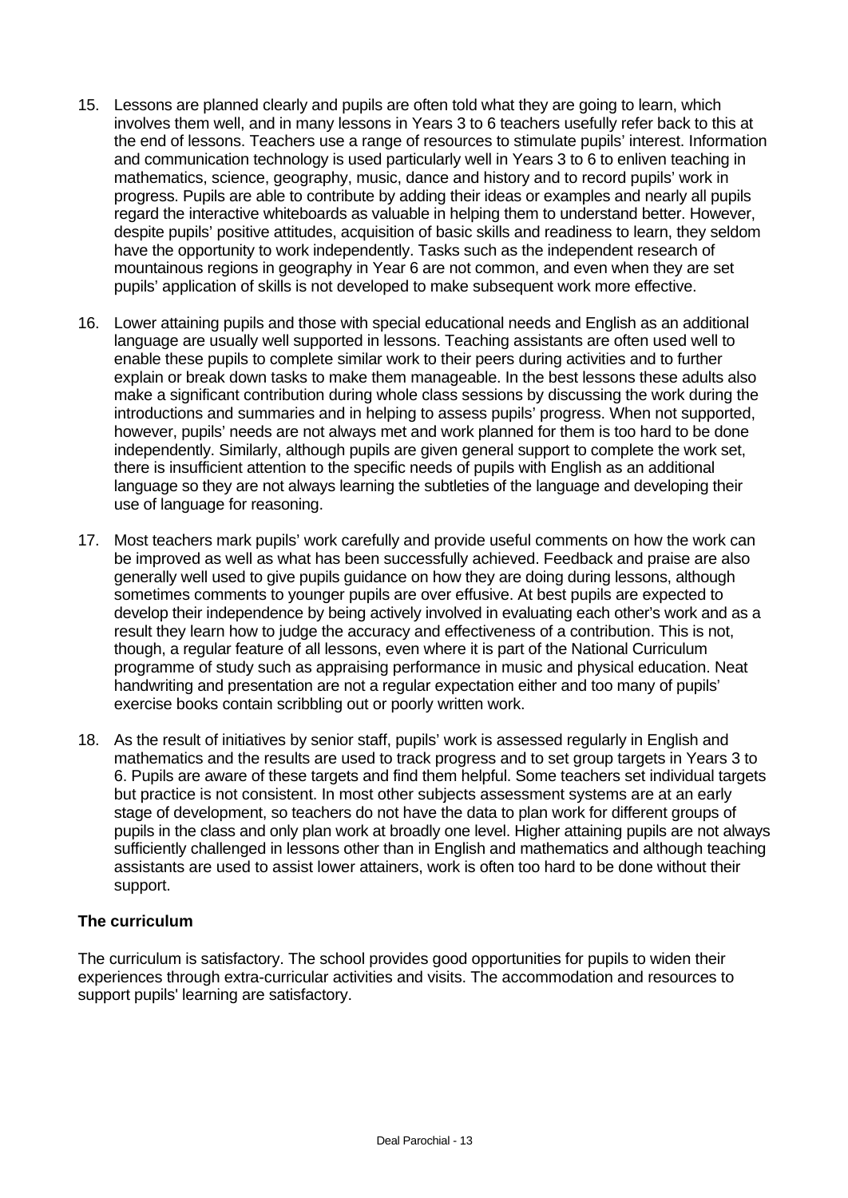15. Lessons are planned clearly and pupils are often told what they are going to learn, which involves them well, and in many lessons in Years 3 to 6 teachers usefully refer back to this at the end of lessons. Teachers use a range of resources to stimulate pupils' interest. Information and communication technology is used particularly well in Years 3 to 6 to enliven teaching in mathematics, science, geography, music, dance and history and to record pupils' work in progress. Pupils are able to contribute by adding their ideas or examples and nearly all pupils regard the interactive whiteboards as valuable in helping them to understand better. However, despite pupils' positive attitudes, acquisition of basic skills and readiness to learn, they seldom have the opportunity to work independently. Tasks such as the independent research of mountainous regions in geography in Year 6 are not common, and even when they are set pupils' application of skills is not developed to make subsequent work more effective.

16. Lower attaining pupils and those with special educational needs and English as an additional language are usually well supported in lessons. Teaching assistants are often used well to enable these pupils to complete similar work to their peers during activities and to further explain or break down tasks to make them manageable. In the best lessons these adults also make a significant contribution during whole class sessions by discussing the work during the introductions and summaries and in helping to assess pupils' progress. When not supported, however, pupils' needs are not always met and work planned for them is too hard to be done independently. Similarly, although pupils are given general support to complete the work set, there is insufficient attention to the specific needs of pupils with English as an additional language so they are not always learning the subtleties of the language and developing their use of language for reasoning.

17. Most teachers mark pupils' work carefully and provide useful comments on how the work can be improved as well as what has been successfully achieved. Feedback and praise are also generally well used to give pupils guidance on how they are doing during lessons, although sometimes comments to younger pupils are over effusive. At best pupils are expected to develop their independence by being actively involved in evaluating each other's work and as a result they learn how to judge the accuracy and effectiveness of a contribution. This is not, though, a regular feature of all lessons, even where it is part of the National Curriculum programme of study such as appraising performance in music and physical education. Neat handwriting and presentation are not a regular expectation either and too many of pupils' exercise books contain scribbling out or poorly written work.

18. As the result of initiatives by senior staff, pupils' work is assessed regularly in English and mathematics and the results are used to track progress and to set group targets in Years 3 to 6. Pupils are aware of these targets and find them helpful. Some teachers set individual targets but practice is not consistent. In most other subjects assessment systems are at an early stage of development, so teachers do not have the data to plan work for different groups of pupils in the class and only plan work at broadly one level. Higher attaining pupils are not always sufficiently challenged in lessons other than in English and mathematics and although teaching assistants are used to assist lower attainers, work is often too hard to be done without their support.

### The curriculum

The curriculum is satisfactory. The school provides good opportunities for pupils to widen their experiences through extra-curricular activities and visits. The accommodation and resources to support pupils' learning are satisfactory.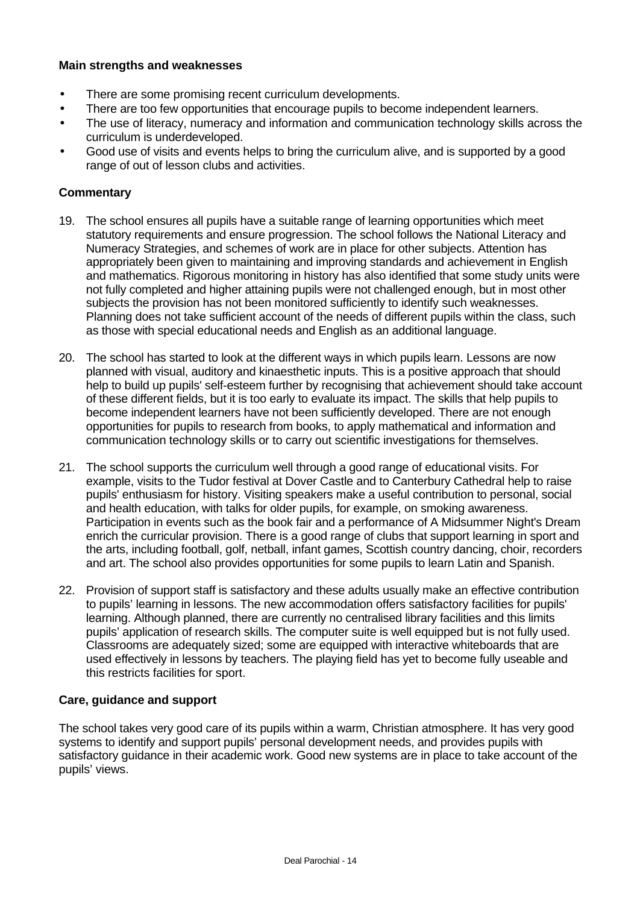**Main strengths and weaknesses**

- There are some promising recent curriculum developments.
- There are too few opportunities that encourage pupils to become independent learners.
- The use of literacy, numeracy and information and communication technology skills across the curriculum is underdeveloped.
- Good use of visits and events helps to bring the curriculum alive, and is supported by a good range of out of lesson clubs and activities.

**Commentary**

19. The school ensures all pupils have a suitable range of learning opportunities which meet statutory requirements and ensure progression. The school follows the National Literacy and Numeracy Strategies, and schemes of work are in place for other subjects. Attention has appropriately been given to maintaining and improving standards and achievement in English and mathematics. Rigorous monitoring in history has also identified that some study units were not fully completed and higher attaining pupils were not challenged enough, but in most other subjects the provision has not been monitored sufficiently to identify such weaknesses. Planning does not take sufficient account of the needs of different pupils within the class, such as those with special educational needs and English as an additional language.

20. The school has started to look at the different ways in which pupils learn. Lessons are now planned with visual, auditory and kinaesthetic inputs. This is a positive approach that should help to build up pupils' self-esteem further by recognising that achievement should take account of these different fields, but it is too early to evaluate its impact. The skills that help pupils to become independent learners have not been sufficiently developed. There are not enough opportunities for pupils to research from books, to apply mathematical and information and communication technology skills or to carry out scientific investigations for themselves.

21. The school supports the curriculum well through a good range of educational visits. For example, visits to the Tudor festival at Dover Castle and to Canterbury Cathedral help to raise pupils' enthusiasm for history. Visiting speakers make a useful contribution to personal, social and health education, with talks for older pupils, for example, on smoking awareness. Participation in events such as the book fair and a performance of A Midsummer Night's Dream enrich the curricular provision. There is a good range of clubs that support learning in sport and the arts, including football, golf, netball, infant games, Scottish country dancing, choir, recorders and art. The school also provides opportunities for some pupils to learn Latin and Spanish.

22. Provision of support staff is satisfactory and these adults usually make an effective contribution to pupils' learning in lessons. The new accommodation offers satisfactory facilities for pupils' learning. Although planned, there are currently no centralised library facilities and this limits pupils' application of research skills. The computer suite is well equipped but is not fully used. Classrooms are adequately sized; some are equipped with interactive whiteboards that are used effectively in lessons by teachers. The playing field has yet to become fully useable and this restricts facilities for sport.

**Care, guidance and support**

The school takes very good care of its pupils within a warm, Christian atmosphere. It has very good systems to identify and support pupils' personal development needs, and provides pupils with satisfactory guidance in their academic work. Good new systems are in place to take account of the pupils' views.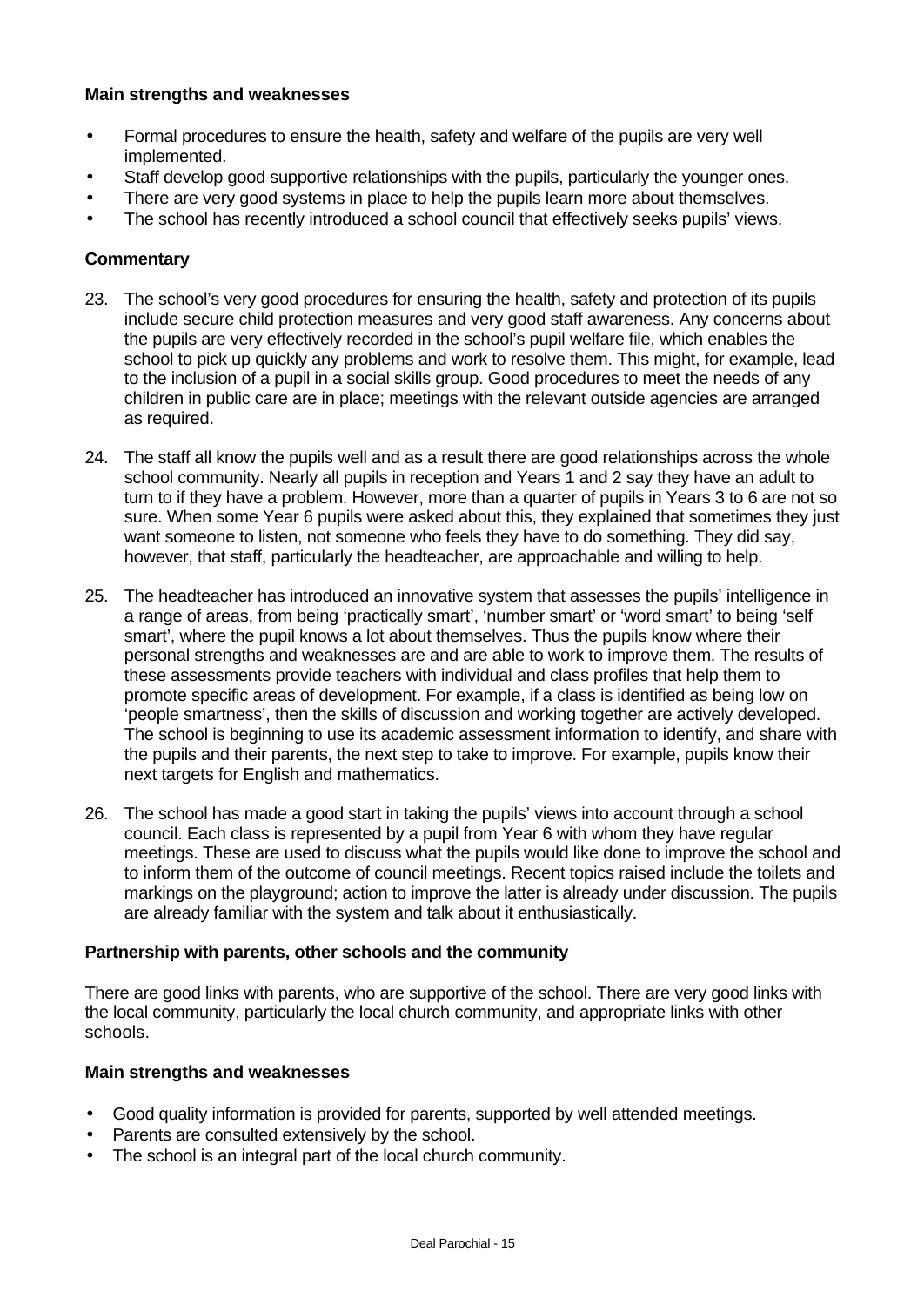**Main strengths and weaknesses**

- Formal procedures to ensure the health, safety and welfare of the pupils are very well implemented.
- Staff develop good supportive relationships with the pupils, particularly the younger ones.
- There are very good systems in place to help the pupils learn more about themselves.
- The school has recently introduced a school council that effectively seeks pupils' views.

**Commentary**

23. The school's very good procedures for ensuring the health, safety and protection of its pupils include secure child protection measures and very good staff awareness. Any concerns about the pupils are very effectively recorded in the school's pupil welfare file, which enables the school to pick up quickly any problems and work to resolve them. This might, for example, lead to the inclusion of a pupil in a social skills group. Good procedures to meet the needs of any children in public care are in place; meetings with the relevant outside agencies are arranged as required.

24. The staff all know the pupils well and as a result there are good relationships across the whole school community. Nearly all pupils in reception and Years 1 and 2 say they have an adult to turn to if they have a problem. However, more than a quarter of pupils in Years 3 to 6 are not so sure. When some Year 6 pupils were asked about this, they explained that sometimes they just want someone to listen, not someone who feels they have to do something. They did say, however, that staff, particularly the headteacher, are approachable and willing to help.

25. The headteacher has introduced an innovative system that assesses the pupils' intelligence in a range of areas, from being 'practically smart', 'number smart' or 'word smart' to being 'self smart', where the pupil knows a lot about themselves. Thus the pupils know where their personal strengths and weaknesses are and are able to work to improve them. The results of these assessments provide teachers with individual and class profiles that help them to promote specific areas of development. For example, if a class is identified as being low on 'people smartness', then the skills of discussion and working together are actively developed. The school is beginning to use its academic assessment information to identify, and share with the pupils and their parents, the next step to take to improve. For example, pupils know their next targets for English and mathematics.

26. The school has made a good start in taking the pupils' views into account through a school council. Each class is represented by a pupil from Year 6 with whom they have regular meetings. These are used to discuss what the pupils would like done to improve the school and to inform them of the outcome of council meetings. Recent topics raised include the toilets and markings on the playground; action to improve the latter is already under discussion. The pupils are already familiar with the system and talk about it enthusiastically.

**Partnership with parents, other schools and the community**

There are good links with parents, who are supportive of the school. There are very good links with the local community, particularly the local church community, and appropriate links with other schools.

**Main strengths and weaknesses**

- Good quality information is provided for parents, supported by well attended meetings.
- Parents are consulted extensively by the school.
- The school is an integral part of the local church community.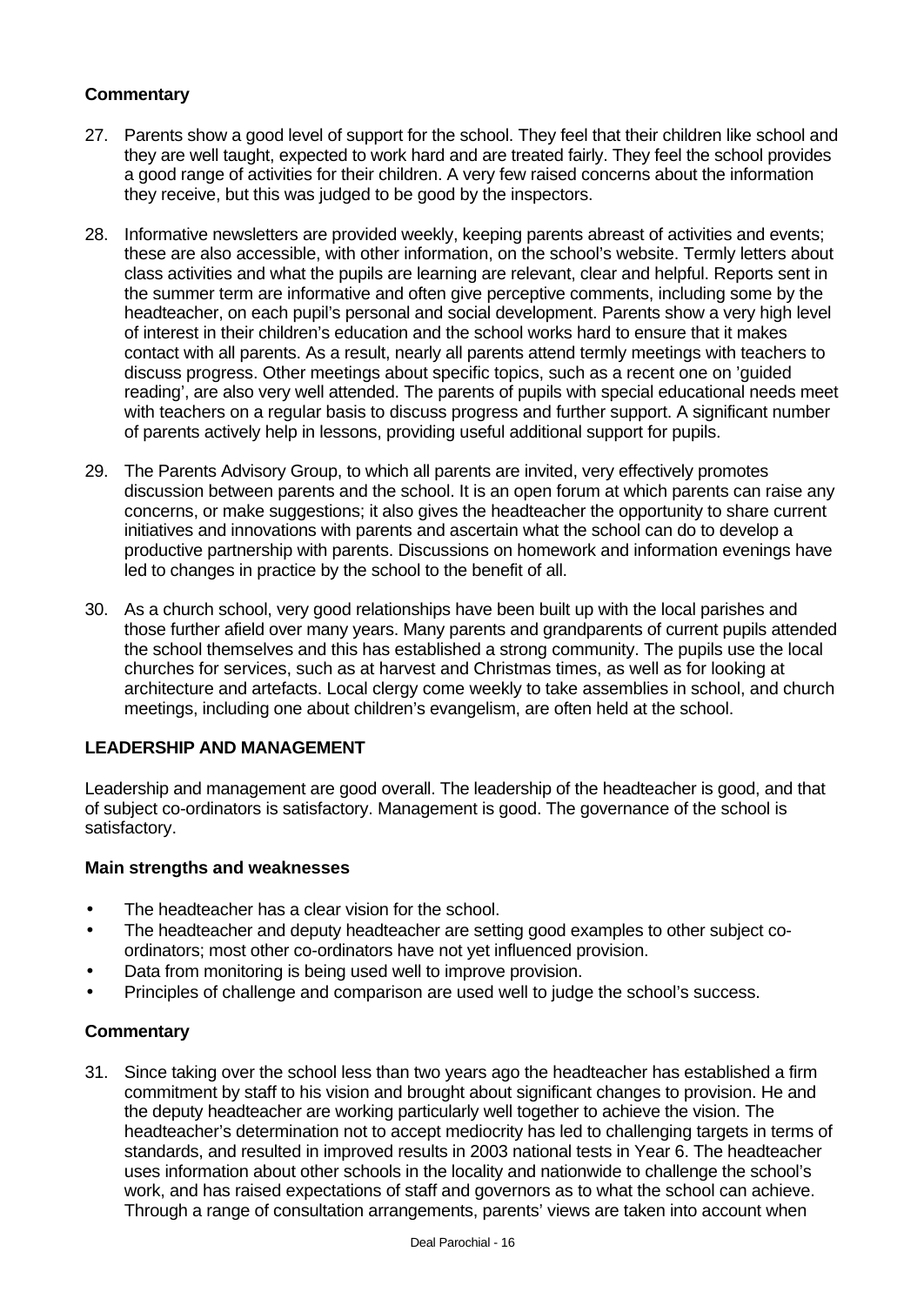### Commentary

27. Parents show a good level of support for the school. They feel that their children like school and they are well taught, expected to work hard and are treated fairly. They feel the school provides a good range of activities for their children. A very few raised concerns about the information they receive, but this was judged to be good by the inspectors.

28. Informative newsletters are provided weekly, keeping parents abreast of activities and events; these are also accessible, with other information, on the school's website. Termly letters about class activities and what the pupils are learning are relevant, clear and helpful. Reports sent in the summer term are informative and often give perceptive comments, including some by the headteacher, on each pupil's personal and social development. Parents show a very high level of interest in their children's education and the school works hard to ensure that it makes contact with all parents. As a result, nearly all parents attend termly meetings with teachers to discuss progress. Other meetings about specific topics, such as a recent one on 'guided reading', are also very well attended. The parents of pupils with special educational needs meet with teachers on a regular basis to discuss progress and further support. A significant number of parents actively help in lessons, providing useful additional support for pupils.

29. The Parents Advisory Group, to which all parents are invited, very effectively promotes discussion between parents and the school. It is an open forum at which parents can raise any concerns, or make suggestions; it also gives the headteacher the opportunity to share current initiatives and innovations with parents and ascertain what the school can do to develop a productive partnership with parents. Discussions on homework and information evenings have led to changes in practice by the school to the benefit of all.

30. As a church school, very good relationships have been built up with the local parishes and those further afield over many years. Many parents and grandparents of current pupils attended the school themselves and this has established a strong community. The pupils use the local churches for services, such as at harvest and Christmas times, as well as for looking at architecture and artefacts. Local clergy come weekly to take assemblies in school, and church meetings, including one about children's evangelism, are often held at the school.

## LEADERSHIP AND MANAGEMENT

Leadership and management are good overall. The leadership of the headteacher is good, and that of subject co-ordinators is satisfactory. Management is good. The governance of the school is satisfactory.

### Main strengths and weaknesses

- The headteacher has a clear vision for the school.
- The headteacher and deputy headteacher are setting good examples to other subject co-ordinators; most other co-ordinators have not yet influenced provision.
- Data from monitoring is being used well to improve provision.
- Principles of challenge and comparison are used well to judge the school's success.

### Commentary

31. Since taking over the school less than two years ago the headteacher has established a firm commitment by staff to his vision and brought about significant changes to provision. He and the deputy headteacher are working particularly well together to achieve the vision. The headteacher's determination not to accept mediocrity has led to challenging targets in terms of standards, and resulted in improved results in 2003 national tests in Year 6. The headteacher uses information about other schools in the locality and nationwide to challenge the school's work, and has raised expectations of staff and governors as to what the school can achieve. Through a range of consultation arrangements, parents' views are taken into account when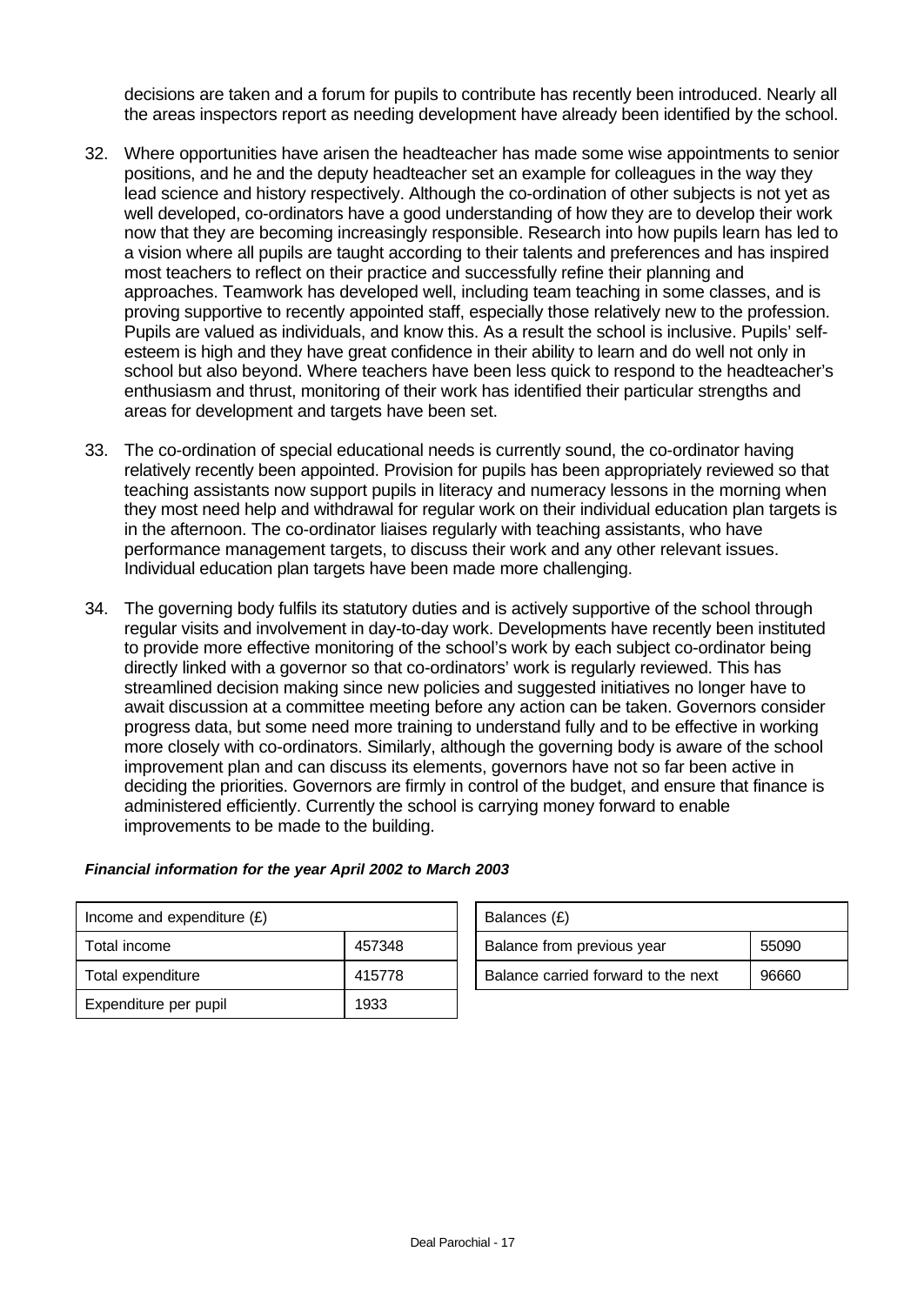decisions are taken and a forum for pupils to contribute has recently been introduced. Nearly all the areas inspectors report as needing development have already been identified by the school.

32. Where opportunities have arisen the headteacher has made some wise appointments to senior positions, and he and the deputy headteacher set an example for colleagues in the way they lead science and history respectively. Although the co-ordination of other subjects is not yet as well developed, co-ordinators have a good understanding of how they are to develop their work now that they are becoming increasingly responsible. Research into how pupils learn has led to a vision where all pupils are taught according to their talents and preferences and has inspired most teachers to reflect on their practice and successfully refine their planning and approaches. Teamwork has developed well, including team teaching in some classes, and is proving supportive to recently appointed staff, especially those relatively new to the profession. Pupils are valued as individuals, and know this. As a result the school is inclusive. Pupils' self-esteem is high and they have great confidence in their ability to learn and do well not only in school but also beyond. Where teachers have been less quick to respond to the headteacher's enthusiasm and thrust, monitoring of their work has identified their particular strengths and areas for development and targets have been set.

33. The co-ordination of special educational needs is currently sound, the co-ordinator having relatively recently been appointed. Provision for pupils has been appropriately reviewed so that teaching assistants now support pupils in literacy and numeracy lessons in the morning when they most need help and withdrawal for regular work on their individual education plan targets is in the afternoon. The co-ordinator liaises regularly with teaching assistants, who have performance management targets, to discuss their work and any other relevant issues. Individual education plan targets have been made more challenging.

34. The governing body fulfils its statutory duties and is actively supportive of the school through regular visits and involvement in day-to-day work. Developments have recently been instituted to provide more effective monitoring of the school's work by each subject co-ordinator being directly linked with a governor so that co-ordinators' work is regularly reviewed. This has streamlined decision making since new policies and suggested initiatives no longer have to await discussion at a committee meeting before any action can be taken. Governors consider progress data, but some need more training to understand fully and to be effective in working more closely with co-ordinators. Similarly, although the governing body is aware of the school improvement plan and can discuss its elements, governors have not so far been active in deciding the priorities. Governors are firmly in control of the budget, and ensure that finance is administered efficiently. Currently the school is carrying money forward to enable improvements to be made to the building.

***Financial information for the year April 2002 to March 2003***

| Income and expenditure (£) | |
|---|---|
| Total income | 457348 |
| Total expenditure | 415778 |
| Expenditure per pupil | 1933 |

| Balances (£) | |
|---|---|
| Balance from previous year | 55090 |
| Balance carried forward to the next | 96660 |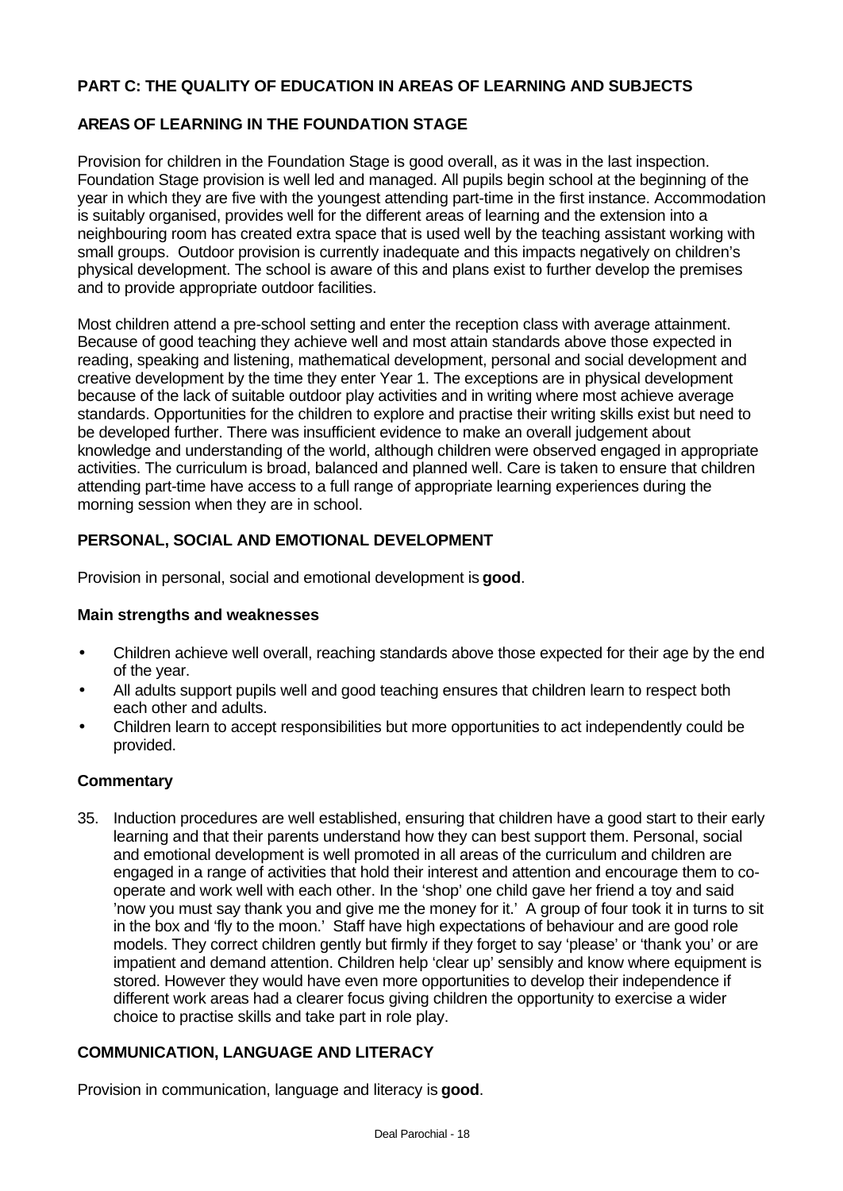## PART C: THE QUALITY OF EDUCATION IN AREAS OF LEARNING AND SUBJECTS

### AREAS OF LEARNING IN THE FOUNDATION STAGE

Provision for children in the Foundation Stage is good overall, as it was in the last inspection. Foundation Stage provision is well led and managed. All pupils begin school at the beginning of the year in which they are five with the youngest attending part-time in the first instance. Accommodation is suitably organised, provides well for the different areas of learning and the extension into a neighbouring room has created extra space that is used well by the teaching assistant working with small groups. Outdoor provision is currently inadequate and this impacts negatively on children's physical development. The school is aware of this and plans exist to further develop the premises and to provide appropriate outdoor facilities.

Most children attend a pre-school setting and enter the reception class with average attainment. Because of good teaching they achieve well and most attain standards above those expected in reading, speaking and listening, mathematical development, personal and social development and creative development by the time they enter Year 1. The exceptions are in physical development because of the lack of suitable outdoor play activities and in writing where most achieve average standards. Opportunities for the children to explore and practise their writing skills exist but need to be developed further. There was insufficient evidence to make an overall judgement about knowledge and understanding of the world, although children were observed engaged in appropriate activities. The curriculum is broad, balanced and planned well. Care is taken to ensure that children attending part-time have access to a full range of appropriate learning experiences during the morning session when they are in school.

### PERSONAL, SOCIAL AND EMOTIONAL DEVELOPMENT

Provision in personal, social and emotional development is **good**.

#### Main strengths and weaknesses

- Children achieve well overall, reaching standards above those expected for their age by the end of the year.
- All adults support pupils well and good teaching ensures that children learn to respect both each other and adults.
- Children learn to accept responsibilities but more opportunities to act independently could be provided.

#### Commentary

35. Induction procedures are well established, ensuring that children have a good start to their early learning and that their parents understand how they can best support them. Personal, social and emotional development is well promoted in all areas of the curriculum and children are engaged in a range of activities that hold their interest and attention and encourage them to co-operate and work well with each other. In the 'shop' one child gave her friend a toy and said 'now you must say thank you and give me the money for it.' A group of four took it in turns to sit in the box and 'fly to the moon.' Staff have high expectations of behaviour and are good role models. They correct children gently but firmly if they forget to say 'please' or 'thank you' or are impatient and demand attention. Children help 'clear up' sensibly and know where equipment is stored. However they would have even more opportunities to develop their independence if different work areas had a clearer focus giving children the opportunity to exercise a wider choice to practise skills and take part in role play.

### COMMUNICATION, LANGUAGE AND LITERACY

Provision in communication, language and literacy is **good**.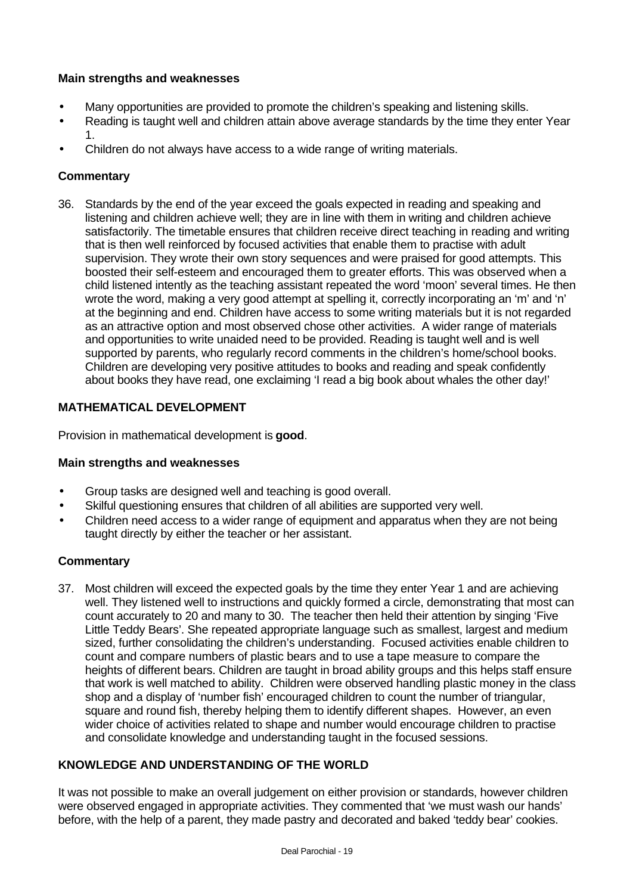### Main strengths and weaknesses

- Many opportunities are provided to promote the children's speaking and listening skills.
- Reading is taught well and children attain above average standards by the time they enter Year 1.
- Children do not always have access to a wide range of writing materials.

### Commentary

36. Standards by the end of the year exceed the goals expected in reading and speaking and listening and children achieve well; they are in line with them in writing and children achieve satisfactorily. The timetable ensures that children receive direct teaching in reading and writing that is then well reinforced by focused activities that enable them to practise with adult supervision. They wrote their own story sequences and were praised for good attempts. This boosted their self-esteem and encouraged them to greater efforts. This was observed when a child listened intently as the teaching assistant repeated the word 'moon' several times. He then wrote the word, making a very good attempt at spelling it, correctly incorporating an 'm' and 'n' at the beginning and end. Children have access to some writing materials but it is not regarded as an attractive option and most observed chose other activities. A wider range of materials and opportunities to write unaided need to be provided. Reading is taught well and is well supported by parents, who regularly record comments in the children's home/school books. Children are developing very positive attitudes to books and reading and speak confidently about books they have read, one exclaiming 'I read a big book about whales the other day!'

## MATHEMATICAL DEVELOPMENT

Provision in mathematical development is **good**.

### Main strengths and weaknesses

- Group tasks are designed well and teaching is good overall.
- Skilful questioning ensures that children of all abilities are supported very well.
- Children need access to a wider range of equipment and apparatus when they are not being taught directly by either the teacher or her assistant.

### Commentary

37. Most children will exceed the expected goals by the time they enter Year 1 and are achieving well. They listened well to instructions and quickly formed a circle, demonstrating that most can count accurately to 20 and many to 30. The teacher then held their attention by singing 'Five Little Teddy Bears'. She repeated appropriate language such as smallest, largest and medium sized, further consolidating the children's understanding. Focused activities enable children to count and compare numbers of plastic bears and to use a tape measure to compare the heights of different bears. Children are taught in broad ability groups and this helps staff ensure that work is well matched to ability. Children were observed handling plastic money in the class shop and a display of 'number fish' encouraged children to count the number of triangular, square and round fish, thereby helping them to identify different shapes. However, an even wider choice of activities related to shape and number would encourage children to practise and consolidate knowledge and understanding taught in the focused sessions.

## KNOWLEDGE AND UNDERSTANDING OF THE WORLD

It was not possible to make an overall judgement on either provision or standards, however children were observed engaged in appropriate activities. They commented that 'we must wash our hands' before, with the help of a parent, they made pastry and decorated and baked 'teddy bear' cookies.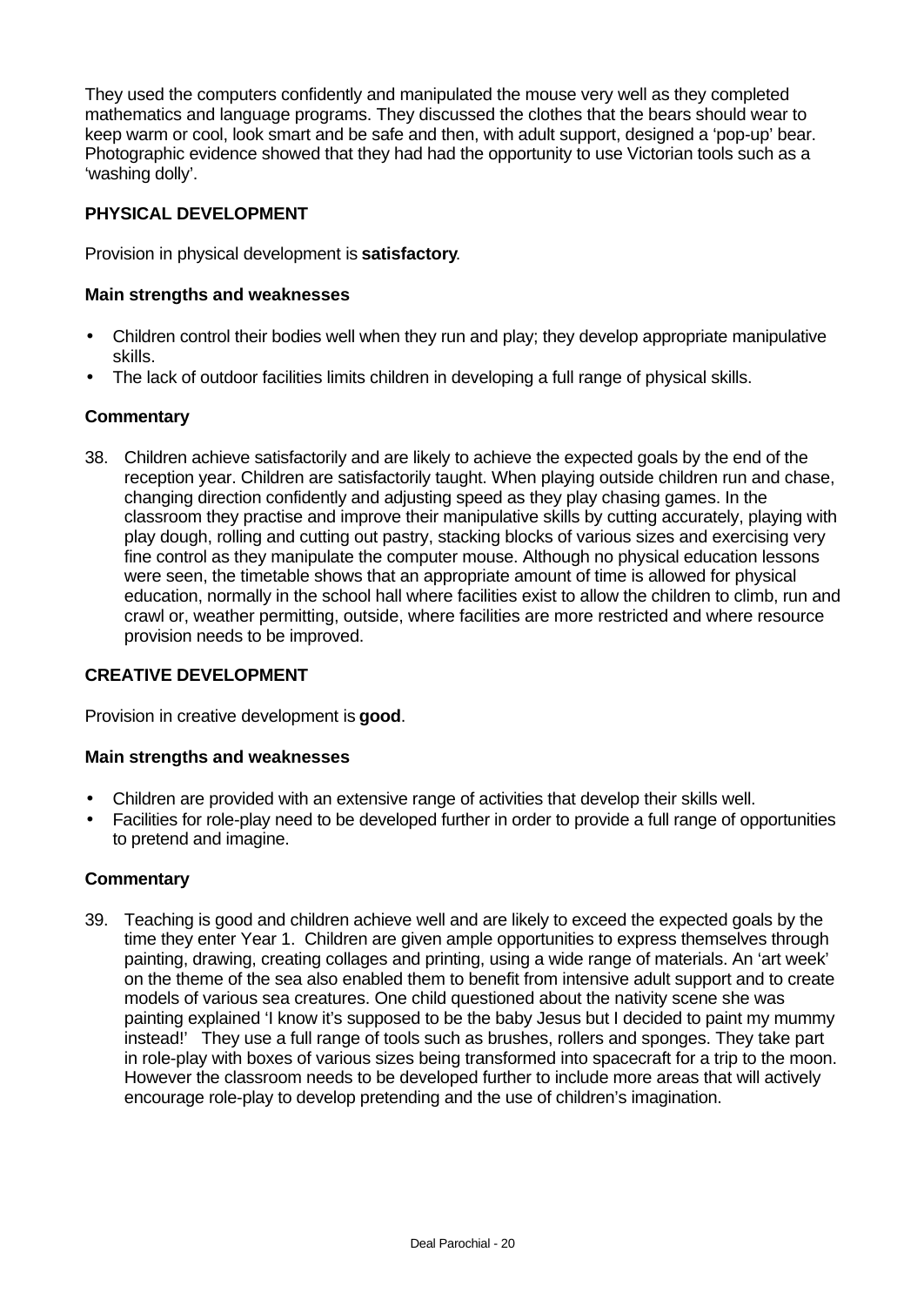They used the computers confidently and manipulated the mouse very well as they completed mathematics and language programs. They discussed the clothes that the bears should wear to keep warm or cool, look smart and be safe and then, with adult support, designed a 'pop-up' bear. Photographic evidence showed that they had had the opportunity to use Victorian tools such as a 'washing dolly'.

### PHYSICAL DEVELOPMENT

Provision in physical development is **satisfactory**.

#### Main strengths and weaknesses

- Children control their bodies well when they run and play; they develop appropriate manipulative skills.
- The lack of outdoor facilities limits children in developing a full range of physical skills.

#### Commentary

38. Children achieve satisfactorily and are likely to achieve the expected goals by the end of the reception year. Children are satisfactorily taught. When playing outside children run and chase, changing direction confidently and adjusting speed as they play chasing games. In the classroom they practise and improve their manipulative skills by cutting accurately, playing with play dough, rolling and cutting out pastry, stacking blocks of various sizes and exercising very fine control as they manipulate the computer mouse. Although no physical education lessons were seen, the timetable shows that an appropriate amount of time is allowed for physical education, normally in the school hall where facilities exist to allow the children to climb, run and crawl or, weather permitting, outside, where facilities are more restricted and where resource provision needs to be improved.

### CREATIVE DEVELOPMENT

Provision in creative development is **good**.

#### Main strengths and weaknesses

- Children are provided with an extensive range of activities that develop their skills well.
- Facilities for role-play need to be developed further in order to provide a full range of opportunities to pretend and imagine.

#### Commentary

39. Teaching is good and children achieve well and are likely to exceed the expected goals by the time they enter Year 1. Children are given ample opportunities to express themselves through painting, drawing, creating collages and printing, using a wide range of materials. An 'art week' on the theme of the sea also enabled them to benefit from intensive adult support and to create models of various sea creatures. One child questioned about the nativity scene she was painting explained 'I know it's supposed to be the baby Jesus but I decided to paint my mummy instead!' They use a full range of tools such as brushes, rollers and sponges. They take part in role-play with boxes of various sizes being transformed into spacecraft for a trip to the moon. However the classroom needs to be developed further to include more areas that will actively encourage role-play to develop pretending and the use of children's imagination.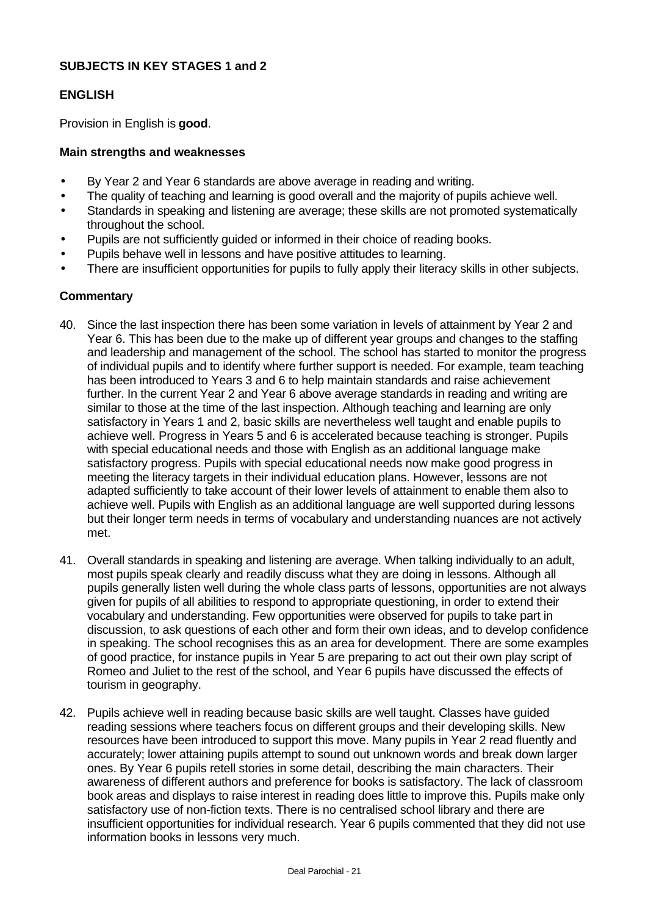## SUBJECTS IN KEY STAGES 1 and 2

### ENGLISH

Provision in English is **good**.

#### Main strengths and weaknesses

- By Year 2 and Year 6 standards are above average in reading and writing.
- The quality of teaching and learning is good overall and the majority of pupils achieve well.
- Standards in speaking and listening are average; these skills are not promoted systematically throughout the school.
- Pupils are not sufficiently guided or informed in their choice of reading books.
- Pupils behave well in lessons and have positive attitudes to learning.
- There are insufficient opportunities for pupils to fully apply their literacy skills in other subjects.

#### Commentary

40. Since the last inspection there has been some variation in levels of attainment by Year 2 and Year 6. This has been due to the make up of different year groups and changes to the staffing and leadership and management of the school. The school has started to monitor the progress of individual pupils and to identify where further support is needed. For example, team teaching has been introduced to Years 3 and 6 to help maintain standards and raise achievement further. In the current Year 2 and Year 6 above average standards in reading and writing are similar to those at the time of the last inspection. Although teaching and learning are only satisfactory in Years 1 and 2, basic skills are nevertheless well taught and enable pupils to achieve well. Progress in Years 5 and 6 is accelerated because teaching is stronger. Pupils with special educational needs and those with English as an additional language make satisfactory progress. Pupils with special educational needs now make good progress in meeting the literacy targets in their individual education plans. However, lessons are not adapted sufficiently to take account of their lower levels of attainment to enable them also to achieve well. Pupils with English as an additional language are well supported during lessons but their longer term needs in terms of vocabulary and understanding nuances are not actively met.

41. Overall standards in speaking and listening are average. When talking individually to an adult, most pupils speak clearly and readily discuss what they are doing in lessons. Although all pupils generally listen well during the whole class parts of lessons, opportunities are not always given for pupils of all abilities to respond to appropriate questioning, in order to extend their vocabulary and understanding. Few opportunities were observed for pupils to take part in discussion, to ask questions of each other and form their own ideas, and to develop confidence in speaking. The school recognises this as an area for development. There are some examples of good practice, for instance pupils in Year 5 are preparing to act out their own play script of Romeo and Juliet to the rest of the school, and Year 6 pupils have discussed the effects of tourism in geography.

42. Pupils achieve well in reading because basic skills are well taught. Classes have guided reading sessions where teachers focus on different groups and their developing skills. New resources have been introduced to support this move. Many pupils in Year 2 read fluently and accurately; lower attaining pupils attempt to sound out unknown words and break down larger ones. By Year 6 pupils retell stories in some detail, describing the main characters. Their awareness of different authors and preference for books is satisfactory. The lack of classroom book areas and displays to raise interest in reading does little to improve this. Pupils make only satisfactory use of non-fiction texts. There is no centralised school library and there are insufficient opportunities for individual research. Year 6 pupils commented that they did not use information books in lessons very much.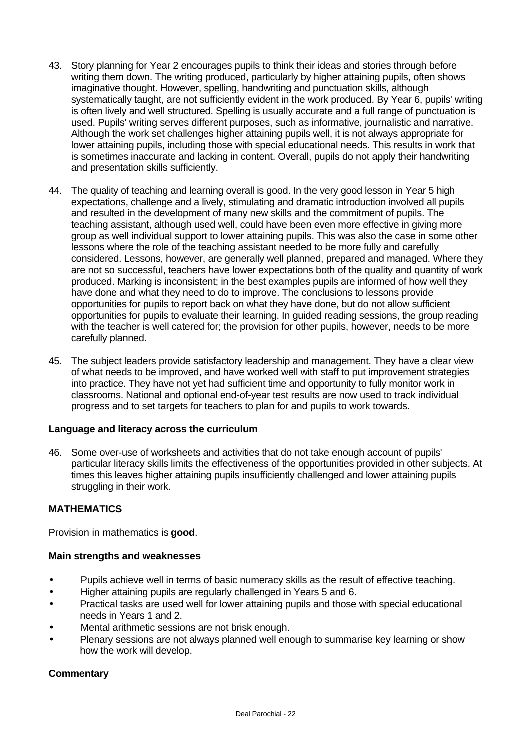43. Story planning for Year 2 encourages pupils to think their ideas and stories through before writing them down. The writing produced, particularly by higher attaining pupils, often shows imaginative thought. However, spelling, handwriting and punctuation skills, although systematically taught, are not sufficiently evident in the work produced. By Year 6, pupils' writing is often lively and well structured. Spelling is usually accurate and a full range of punctuation is used. Pupils' writing serves different purposes, such as informative, journalistic and narrative. Although the work set challenges higher attaining pupils well, it is not always appropriate for lower attaining pupils, including those with special educational needs. This results in work that is sometimes inaccurate and lacking in content. Overall, pupils do not apply their handwriting and presentation skills sufficiently.

44. The quality of teaching and learning overall is good. In the very good lesson in Year 5 high expectations, challenge and a lively, stimulating and dramatic introduction involved all pupils and resulted in the development of many new skills and the commitment of pupils. The teaching assistant, although used well, could have been even more effective in giving more group as well individual support to lower attaining pupils. This was also the case in some other lessons where the role of the teaching assistant needed to be more fully and carefully considered. Lessons, however, are generally well planned, prepared and managed. Where they are not so successful, teachers have lower expectations both of the quality and quantity of work produced. Marking is inconsistent; in the best examples pupils are informed of how well they have done and what they need to do to improve. The conclusions to lessons provide opportunities for pupils to report back on what they have done, but do not allow sufficient opportunities for pupils to evaluate their learning. In guided reading sessions, the group reading with the teacher is well catered for; the provision for other pupils, however, needs to be more carefully planned.

45. The subject leaders provide satisfactory leadership and management. They have a clear view of what needs to be improved, and have worked well with staff to put improvement strategies into practice. They have not yet had sufficient time and opportunity to fully monitor work in classrooms. National and optional end-of-year test results are now used to track individual progress and to set targets for teachers to plan for and pupils to work towards.

**Language and literacy across the curriculum**

46. Some over-use of worksheets and activities that do not take enough account of pupils' particular literacy skills limits the effectiveness of the opportunities provided in other subjects. At times this leaves higher attaining pupils insufficiently challenged and lower attaining pupils struggling in their work.

## MATHEMATICS

Provision in mathematics is **good**.

**Main strengths and weaknesses**

- Pupils achieve well in terms of basic numeracy skills as the result of effective teaching.
- Higher attaining pupils are regularly challenged in Years 5 and 6.
- Practical tasks are used well for lower attaining pupils and those with special educational needs in Years 1 and 2.
- Mental arithmetic sessions are not brisk enough.
- Plenary sessions are not always planned well enough to summarise key learning or show how the work will develop.

**Commentary**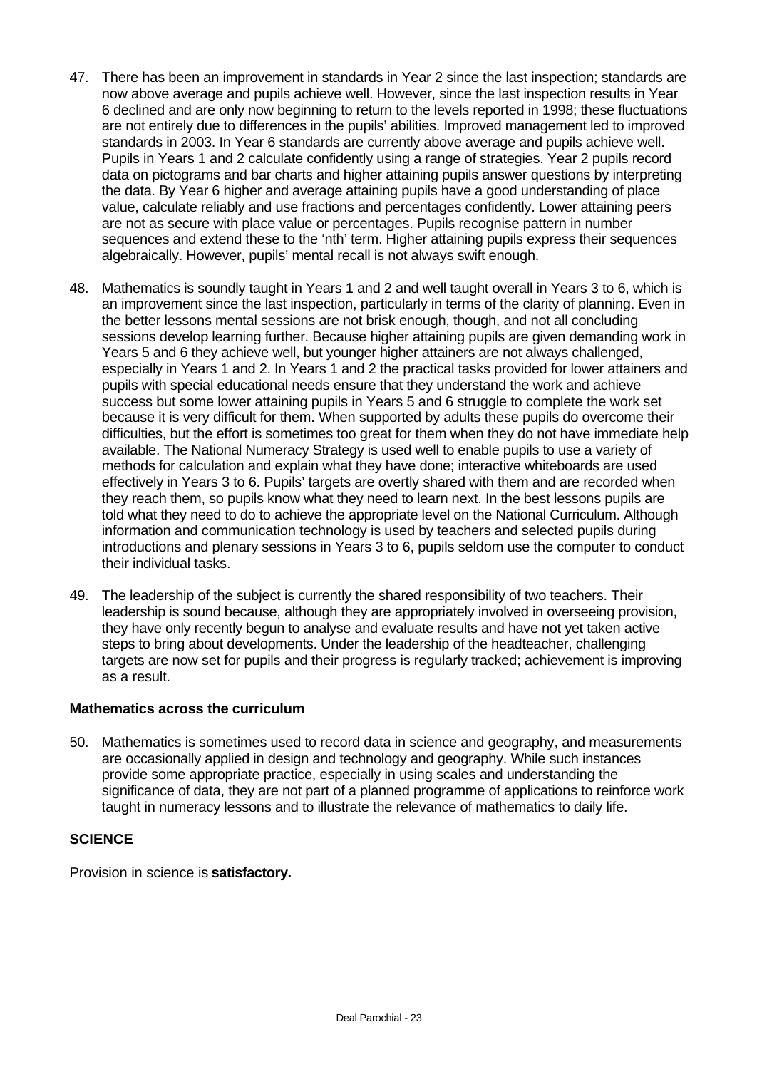47. There has been an improvement in standards in Year 2 since the last inspection; standards are now above average and pupils achieve well. However, since the last inspection results in Year 6 declined and are only now beginning to return to the levels reported in 1998; these fluctuations are not entirely due to differences in the pupils' abilities. Improved management led to improved standards in 2003. In Year 6 standards are currently above average and pupils achieve well. Pupils in Years 1 and 2 calculate confidently using a range of strategies. Year 2 pupils record data on pictograms and bar charts and higher attaining pupils answer questions by interpreting the data. By Year 6 higher and average attaining pupils have a good understanding of place value, calculate reliably and use fractions and percentages confidently. Lower attaining peers are not as secure with place value or percentages. Pupils recognise pattern in number sequences and extend these to the 'nth' term. Higher attaining pupils express their sequences algebraically. However, pupils' mental recall is not always swift enough.

48. Mathematics is soundly taught in Years 1 and 2 and well taught overall in Years 3 to 6, which is an improvement since the last inspection, particularly in terms of the clarity of planning. Even in the better lessons mental sessions are not brisk enough, though, and not all concluding sessions develop learning further. Because higher attaining pupils are given demanding work in Years 5 and 6 they achieve well, but younger higher attainers are not always challenged, especially in Years 1 and 2. In Years 1 and 2 the practical tasks provided for lower attainers and pupils with special educational needs ensure that they understand the work and achieve success but some lower attaining pupils in Years 5 and 6 struggle to complete the work set because it is very difficult for them. When supported by adults these pupils do overcome their difficulties, but the effort is sometimes too great for them when they do not have immediate help available. The National Numeracy Strategy is used well to enable pupils to use a variety of methods for calculation and explain what they have done; interactive whiteboards are used effectively in Years 3 to 6. Pupils' targets are overtly shared with them and are recorded when they reach them, so pupils know what they need to learn next. In the best lessons pupils are told what they need to do to achieve the appropriate level on the National Curriculum. Although information and communication technology is used by teachers and selected pupils during introductions and plenary sessions in Years 3 to 6, pupils seldom use the computer to conduct their individual tasks.

49. The leadership of the subject is currently the shared responsibility of two teachers. Their leadership is sound because, although they are appropriately involved in overseeing provision, they have only recently begun to analyse and evaluate results and have not yet taken active steps to bring about developments. Under the leadership of the headteacher, challenging targets are now set for pupils and their progress is regularly tracked; achievement is improving as a result.

### Mathematics across the curriculum

50. Mathematics is sometimes used to record data in science and geography, and measurements are occasionally applied in design and technology and geography. While such instances provide some appropriate practice, especially in using scales and understanding the significance of data, they are not part of a planned programme of applications to reinforce work taught in numeracy lessons and to illustrate the relevance of mathematics to daily life.

## SCIENCE

Provision in science is **satisfactory.**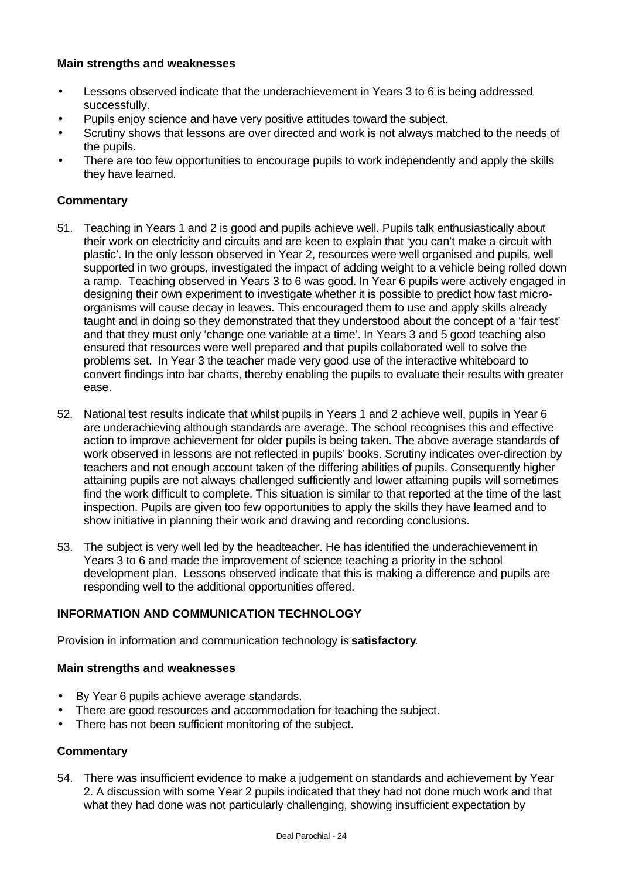### Main strengths and weaknesses

- Lessons observed indicate that the underachievement in Years 3 to 6 is being addressed successfully.
- Pupils enjoy science and have very positive attitudes toward the subject.
- Scrutiny shows that lessons are over directed and work is not always matched to the needs of the pupils.
- There are too few opportunities to encourage pupils to work independently and apply the skills they have learned.

### Commentary

51. Teaching in Years 1 and 2 is good and pupils achieve well. Pupils talk enthusiastically about their work on electricity and circuits and are keen to explain that 'you can't make a circuit with plastic'. In the only lesson observed in Year 2, resources were well organised and pupils, well supported in two groups, investigated the impact of adding weight to a vehicle being rolled down a ramp. Teaching observed in Years 3 to 6 was good. In Year 6 pupils were actively engaged in designing their own experiment to investigate whether it is possible to predict how fast micro-organisms will cause decay in leaves. This encouraged them to use and apply skills already taught and in doing so they demonstrated that they understood about the concept of a 'fair test' and that they must only 'change one variable at a time'. In Years 3 and 5 good teaching also ensured that resources were well prepared and that pupils collaborated well to solve the problems set. In Year 3 the teacher made very good use of the interactive whiteboard to convert findings into bar charts, thereby enabling the pupils to evaluate their results with greater ease.

52. National test results indicate that whilst pupils in Years 1 and 2 achieve well, pupils in Year 6 are underachieving although standards are average. The school recognises this and effective action to improve achievement for older pupils is being taken. The above average standards of work observed in lessons are not reflected in pupils' books. Scrutiny indicates over-direction by teachers and not enough account taken of the differing abilities of pupils. Consequently higher attaining pupils are not always challenged sufficiently and lower attaining pupils will sometimes find the work difficult to complete. This situation is similar to that reported at the time of the last inspection. Pupils are given too few opportunities to apply the skills they have learned and to show initiative in planning their work and drawing and recording conclusions.

53. The subject is very well led by the headteacher. He has identified the underachievement in Years 3 to 6 and made the improvement of science teaching a priority in the school development plan. Lessons observed indicate that this is making a difference and pupils are responding well to the additional opportunities offered.

## INFORMATION AND COMMUNICATION TECHNOLOGY

Provision in information and communication technology is **satisfactory**.

### Main strengths and weaknesses

- By Year 6 pupils achieve average standards.
- There are good resources and accommodation for teaching the subject.
- There has not been sufficient monitoring of the subject.

### Commentary

54. There was insufficient evidence to make a judgement on standards and achievement by Year 2. A discussion with some Year 2 pupils indicated that they had not done much work and that what they had done was not particularly challenging, showing insufficient expectation by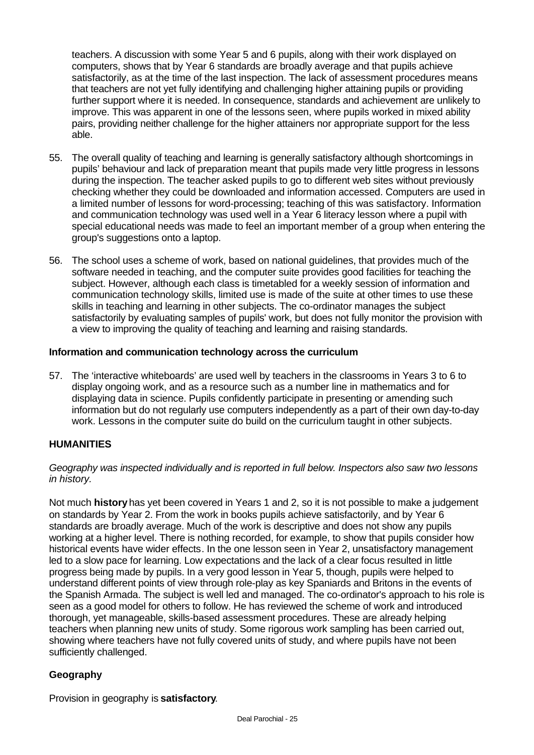teachers. A discussion with some Year 5 and 6 pupils, along with their work displayed on computers, shows that by Year 6 standards are broadly average and that pupils achieve satisfactorily, as at the time of the last inspection. The lack of assessment procedures means that teachers are not yet fully identifying and challenging higher attaining pupils or providing further support where it is needed. In consequence, standards and achievement are unlikely to improve. This was apparent in one of the lessons seen, where pupils worked in mixed ability pairs, providing neither challenge for the higher attainers nor appropriate support for the less able.

55. The overall quality of teaching and learning is generally satisfactory although shortcomings in pupils' behaviour and lack of preparation meant that pupils made very little progress in lessons during the inspection. The teacher asked pupils to go to different web sites without previously checking whether they could be downloaded and information accessed. Computers are used in a limited number of lessons for word-processing; teaching of this was satisfactory. Information and communication technology was used well in a Year 6 literacy lesson where a pupil with special educational needs was made to feel an important member of a group when entering the group's suggestions onto a laptop.

56. The school uses a scheme of work, based on national guidelines, that provides much of the software needed in teaching, and the computer suite provides good facilities for teaching the subject. However, although each class is timetabled for a weekly session of information and communication technology skills, limited use is made of the suite at other times to use these skills in teaching and learning in other subjects. The co-ordinator manages the subject satisfactorily by evaluating samples of pupils' work, but does not fully monitor the provision with a view to improving the quality of teaching and learning and raising standards.

**Information and communication technology across the curriculum**

57. The 'interactive whiteboards' are used well by teachers in the classrooms in Years 3 to 6 to display ongoing work, and as a resource such as a number line in mathematics and for displaying data in science. Pupils confidently participate in presenting or amending such information but do not regularly use computers independently as a part of their own day-to-day work. Lessons in the computer suite do build on the curriculum taught in other subjects.

## HUMANITIES

*Geography was inspected individually and is reported in full below. Inspectors also saw two lessons in history.*

Not much **history** has yet been covered in Years 1 and 2, so it is not possible to make a judgement on standards by Year 2. From the work in books pupils achieve satisfactorily, and by Year 6 standards are broadly average. Much of the work is descriptive and does not show any pupils working at a higher level. There is nothing recorded, for example, to show that pupils consider how historical events have wider effects. In the one lesson seen in Year 2, unsatisfactory management led to a slow pace for learning. Low expectations and the lack of a clear focus resulted in little progress being made by pupils. In a very good lesson in Year 5, though, pupils were helped to understand different points of view through role-play as key Spaniards and Britons in the events of the Spanish Armada. The subject is well led and managed. The co-ordinator's approach to his role is seen as a good model for others to follow. He has reviewed the scheme of work and introduced thorough, yet manageable, skills-based assessment procedures. These are already helping teachers when planning new units of study. Some rigorous work sampling has been carried out, showing where teachers have not fully covered units of study, and where pupils have not been sufficiently challenged.

### Geography

Provision in geography is **satisfactory**.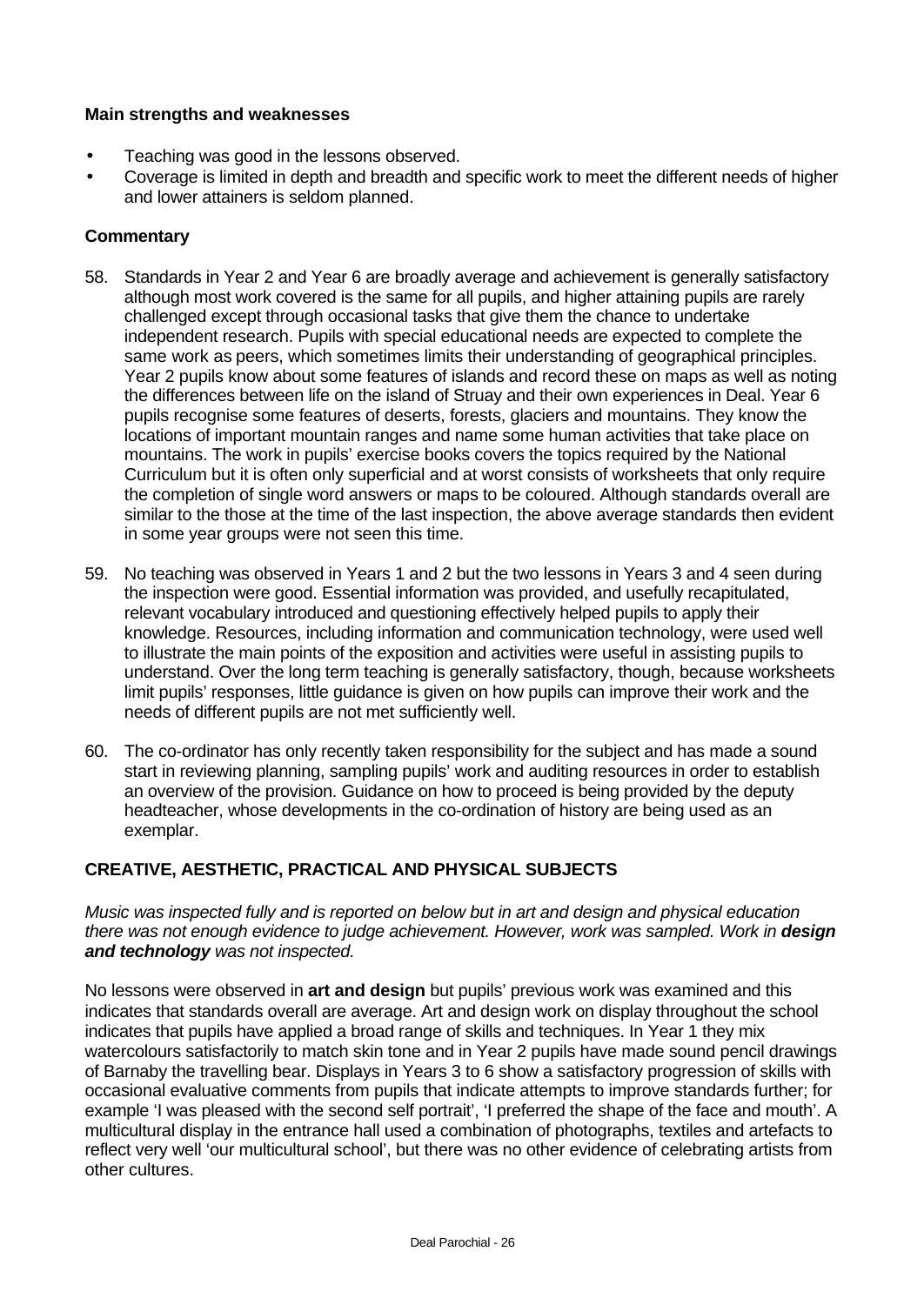### Main strengths and weaknesses

- Teaching was good in the lessons observed.
- Coverage is limited in depth and breadth and specific work to meet the different needs of higher and lower attainers is seldom planned.

### Commentary

58. Standards in Year 2 and Year 6 are broadly average and achievement is generally satisfactory although most work covered is the same for all pupils, and higher attaining pupils are rarely challenged except through occasional tasks that give them the chance to undertake independent research. Pupils with special educational needs are expected to complete the same work as peers, which sometimes limits their understanding of geographical principles. Year 2 pupils know about some features of islands and record these on maps as well as noting the differences between life on the island of Struay and their own experiences in Deal. Year 6 pupils recognise some features of deserts, forests, glaciers and mountains. They know the locations of important mountain ranges and name some human activities that take place on mountains. The work in pupils' exercise books covers the topics required by the National Curriculum but it is often only superficial and at worst consists of worksheets that only require the completion of single word answers or maps to be coloured. Although standards overall are similar to the those at the time of the last inspection, the above average standards then evident in some year groups were not seen this time.

59. No teaching was observed in Years 1 and 2 but the two lessons in Years 3 and 4 seen during the inspection were good. Essential information was provided, and usefully recapitulated, relevant vocabulary introduced and questioning effectively helped pupils to apply their knowledge. Resources, including information and communication technology, were used well to illustrate the main points of the exposition and activities were useful in assisting pupils to understand. Over the long term teaching is generally satisfactory, though, because worksheets limit pupils' responses, little guidance is given on how pupils can improve their work and the needs of different pupils are not met sufficiently well.

60. The co-ordinator has only recently taken responsibility for the subject and has made a sound start in reviewing planning, sampling pupils' work and auditing resources in order to establish an overview of the provision. Guidance on how to proceed is being provided by the deputy headteacher, whose developments in the co-ordination of history are being used as an exemplar.

## CREATIVE, AESTHETIC, PRACTICAL AND PHYSICAL SUBJECTS

*Music was inspected fully and is reported on below but in art and design and physical education there was not enough evidence to judge achievement. However, work was sampled. Work in **design and technology** was not inspected.*

No lessons were observed in **art and design** but pupils' previous work was examined and this indicates that standards overall are average. Art and design work on display throughout the school indicates that pupils have applied a broad range of skills and techniques. In Year 1 they mix watercolours satisfactorily to match skin tone and in Year 2 pupils have made sound pencil drawings of Barnaby the travelling bear. Displays in Years 3 to 6 show a satisfactory progression of skills with occasional evaluative comments from pupils that indicate attempts to improve standards further; for example 'I was pleased with the second self portrait', 'I preferred the shape of the face and mouth'. A multicultural display in the entrance hall used a combination of photographs, textiles and artefacts to reflect very well 'our multicultural school', but there was no other evidence of celebrating artists from other cultures.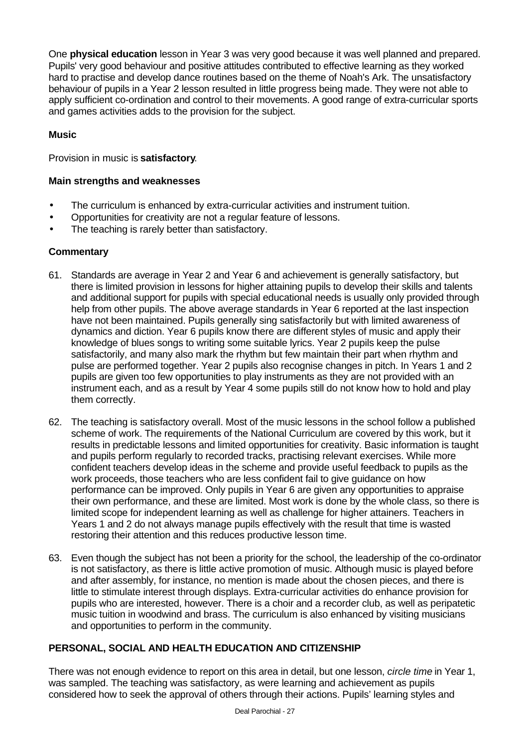One **physical education** lesson in Year 3 was very good because it was well planned and prepared. Pupils' very good behaviour and positive attitudes contributed to effective learning as they worked hard to practise and develop dance routines based on the theme of Noah's Ark. The unsatisfactory behaviour of pupils in a Year 2 lesson resulted in little progress being made. They were not able to apply sufficient co-ordination and control to their movements. A good range of extra-curricular sports and games activities adds to the provision for the subject.

**Music**

Provision in music is **satisfactory**.

**Main strengths and weaknesses**

- The curriculum is enhanced by extra-curricular activities and instrument tuition.
- Opportunities for creativity are not a regular feature of lessons.
- The teaching is rarely better than satisfactory.

**Commentary**

61. Standards are average in Year 2 and Year 6 and achievement is generally satisfactory, but there is limited provision in lessons for higher attaining pupils to develop their skills and talents and additional support for pupils with special educational needs is usually only provided through help from other pupils. The above average standards in Year 6 reported at the last inspection have not been maintained. Pupils generally sing satisfactorily but with limited awareness of dynamics and diction. Year 6 pupils know there are different styles of music and apply their knowledge of blues songs to writing some suitable lyrics. Year 2 pupils keep the pulse satisfactorily, and many also mark the rhythm but few maintain their part when rhythm and pulse are performed together. Year 2 pupils also recognise changes in pitch. In Years 1 and 2 pupils are given too few opportunities to play instruments as they are not provided with an instrument each, and as a result by Year 4 some pupils still do not know how to hold and play them correctly.

62. The teaching is satisfactory overall. Most of the music lessons in the school follow a published scheme of work. The requirements of the National Curriculum are covered by this work, but it results in predictable lessons and limited opportunities for creativity. Basic information is taught and pupils perform regularly to recorded tracks, practising relevant exercises. While more confident teachers develop ideas in the scheme and provide useful feedback to pupils as the work proceeds, those teachers who are less confident fail to give guidance on how performance can be improved. Only pupils in Year 6 are given any opportunities to appraise their own performance, and these are limited. Most work is done by the whole class, so there is limited scope for independent learning as well as challenge for higher attainers. Teachers in Years 1 and 2 do not always manage pupils effectively with the result that time is wasted restoring their attention and this reduces productive lesson time.

63. Even though the subject has not been a priority for the school, the leadership of the co-ordinator is not satisfactory, as there is little active promotion of music. Although music is played before and after assembly, for instance, no mention is made about the chosen pieces, and there is little to stimulate interest through displays. Extra-curricular activities do enhance provision for pupils who are interested, however. There is a choir and a recorder club, as well as peripatetic music tuition in woodwind and brass. The curriculum is also enhanced by visiting musicians and opportunities to perform in the community.

**PERSONAL, SOCIAL AND HEALTH EDUCATION AND CITIZENSHIP**

There was not enough evidence to report on this area in detail, but one lesson, *circle time* in Year 1, was sampled. The teaching was satisfactory, as were learning and achievement as pupils considered how to seek the approval of others through their actions. Pupils' learning styles and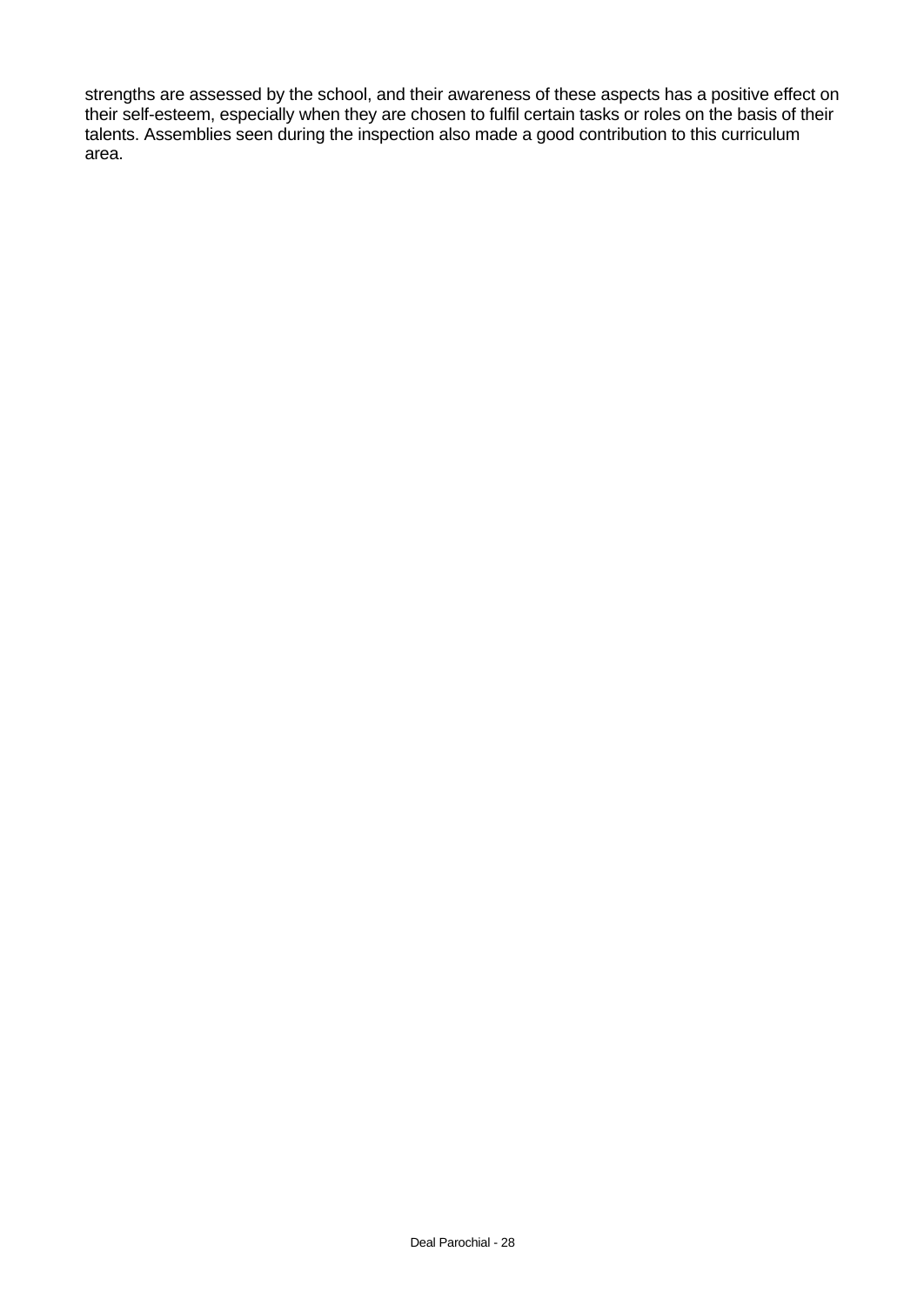strengths are assessed by the school, and their awareness of these aspects has a positive effect on their self-esteem, especially when they are chosen to fulfil certain tasks or roles on the basis of their talents. Assemblies seen during the inspection also made a good contribution to this curriculum area.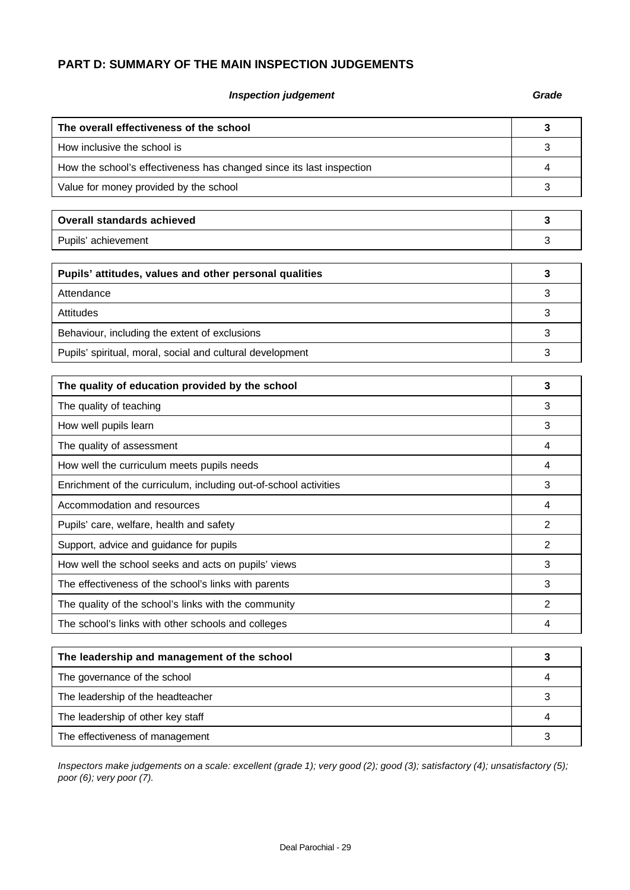## PART D: SUMMARY OF THE MAIN INSPECTION JUDGEMENTS

| *Inspection judgement* | *Grade* |
|---|---|
| **The overall effectiveness of the school** | **3** |
| How inclusive the school is | 3 |
| How the school's effectiveness has changed since its last inspection | 4 |
| Value for money provided by the school | 3 |
| **Overall standards achieved** | **3** |
| Pupils' achievement | 3 |
| **Pupils' attitudes, values and other personal qualities** | **3** |
| Attendance | 3 |
| Attitudes | 3 |
| Behaviour, including the extent of exclusions | 3 |
| Pupils' spiritual, moral, social and cultural development | 3 |
| **The quality of education provided by the school** | **3** |
| The quality of teaching | 3 |
| How well pupils learn | 3 |
| The quality of assessment | 4 |
| How well the curriculum meets pupils needs | 4 |
| Enrichment of the curriculum, including out-of-school activities | 3 |
| Accommodation and resources | 4 |
| Pupils' care, welfare, health and safety | 2 |
| Support, advice and guidance for pupils | 2 |
| How well the school seeks and acts on pupils' views | 3 |
| The effectiveness of the school's links with parents | 3 |
| The quality of the school's links with the community | 2 |
| The school's links with other schools and colleges | 4 |
| **The leadership and management of the school** | **3** |
| The governance of the school | 4 |
| The leadership of the headteacher | 3 |
| The leadership of other key staff | 4 |
| The effectiveness of management | 3 |

*Inspectors make judgements on a scale: excellent (grade 1); very good (2); good (3); satisfactory (4); unsatisfactory (5); poor (6); very poor (7).*